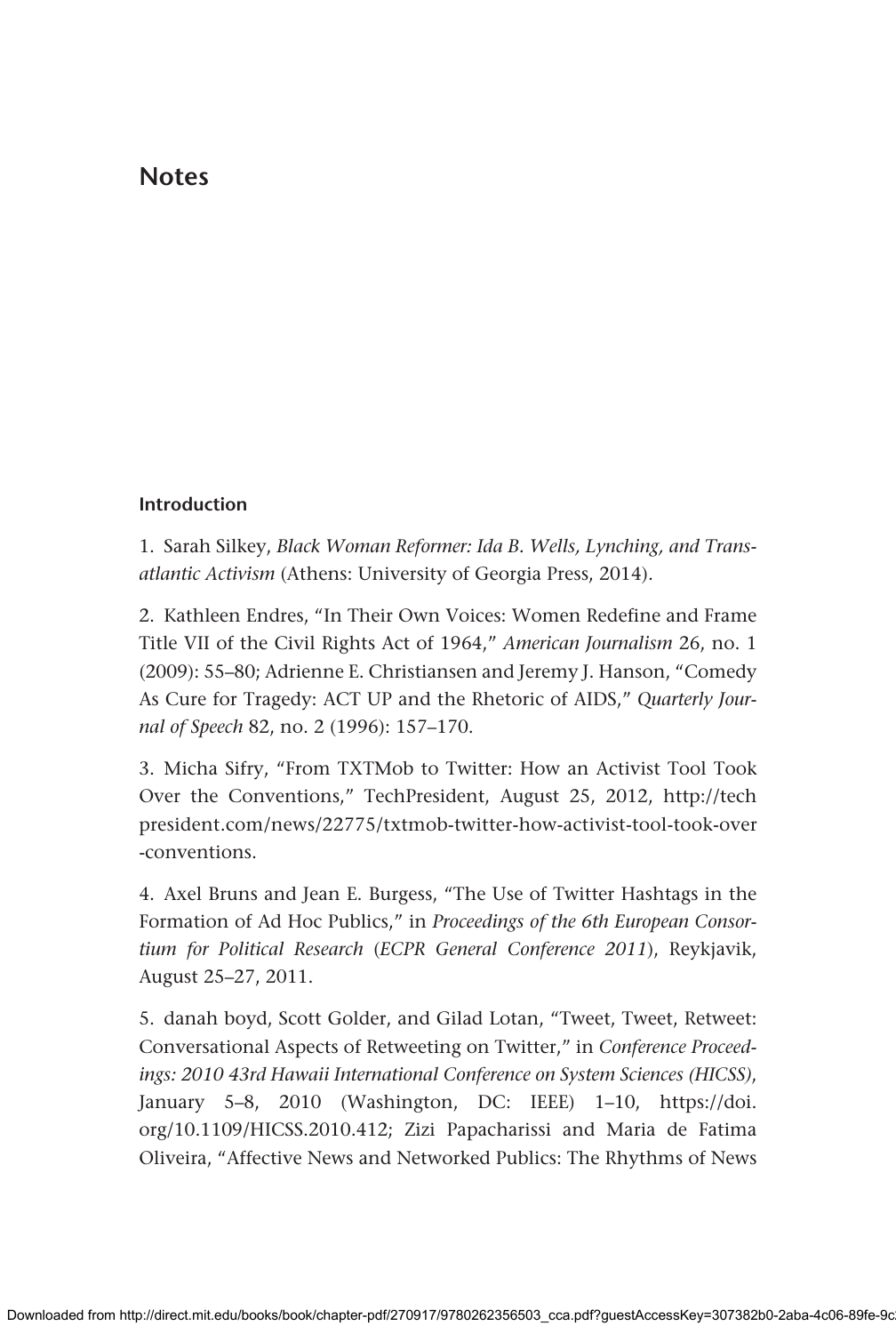# Notes

## Introduction

1. Sarah Silkey, *Black Woman Reformer: Ida B. Wells, Lynching, and Transatlantic Activism* (Athens: University of Georgia Press, 2014).

2. Kathleen Endres, "In Their Own Voices: Women Redefine and Frame Title VII of the Civil Rights Act of 1964," *American Journalism* 26, no. 1 (2009): 55–80; Adrienne E. Christiansen and Jeremy J. Hanson, "Comedy As Cure for Tragedy: ACT UP and the Rhetoric of AIDS," *Quarterly Journal of Speech* 82, no. 2 (1996): 157–170.

3. Micha Sifry, "From TXTMob to Twitter: How an Activist Tool Took Over the Conventions," TechPresident, August 25, 2012, http://techpresident.com/news/22775/txtmob-twitter-how-activist-tool-took-over-conventions.

4. Axel Bruns and Jean E. Burgess, "The Use of Twitter Hashtags in the Formation of Ad Hoc Publics," in *Proceedings of the 6th European Consortium for Political Research* (*ECPR General Conference 2011*), Reykjavik, August 25–27, 2011.

5. danah boyd, Scott Golder, and Gilad Lotan, "Tweet, Tweet, Retweet: Conversational Aspects of Retweeting on Twitter," in *Conference Proceedings: 2010 43rd Hawaii International Conference on System Sciences (HICSS)*, January 5–8, 2010 (Washington, DC: IEEE) 1–10, https://doi.org/10.1109/HICSS.2010.412; Zizi Papacharissi and Maria de Fatima Oliveira, "Affective News and Networked Publics: The Rhythms of News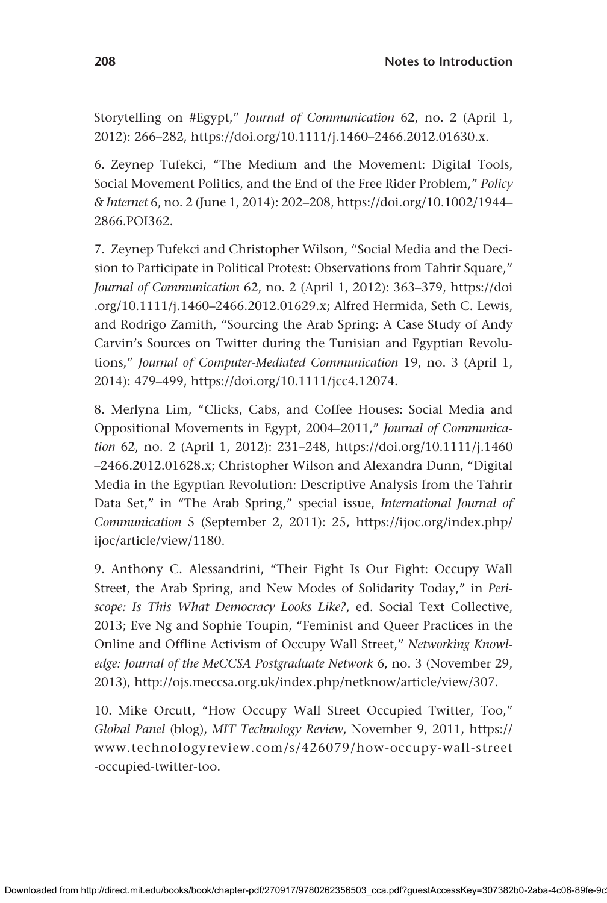Storytelling on #Egypt," *Journal of Communication* 62, no. 2 (April 1, 2012): 266–282, https://doi.org/10.1111/j.1460–2466.2012.01630.x.

6. Zeynep Tufekci, "The Medium and the Movement: Digital Tools, Social Movement Politics, and the End of the Free Rider Problem," *Policy & Internet* 6, no. 2 (June 1, 2014): 202–208, https://doi.org/10.1002/1944–2866.POI362.

7. Zeynep Tufekci and Christopher Wilson, "Social Media and the Decision to Participate in Political Protest: Observations from Tahrir Square," *Journal of Communication* 62, no. 2 (April 1, 2012): 363–379, https://doi.org/10.1111/j.1460–2466.2012.01629.x; Alfred Hermida, Seth C. Lewis, and Rodrigo Zamith, "Sourcing the Arab Spring: A Case Study of Andy Carvin's Sources on Twitter during the Tunisian and Egyptian Revolutions," *Journal of Computer-Mediated Communication* 19, no. 3 (April 1, 2014): 479–499, https://doi.org/10.1111/jcc4.12074.

8. Merlyna Lim, "Clicks, Cabs, and Coffee Houses: Social Media and Oppositional Movements in Egypt, 2004–2011," *Journal of Communication* 62, no. 2 (April 1, 2012): 231–248, https://doi.org/10.1111/j.1460–2466.2012.01628.x; Christopher Wilson and Alexandra Dunn, "Digital Media in the Egyptian Revolution: Descriptive Analysis from the Tahrir Data Set," in "The Arab Spring," special issue, *International Journal of Communication* 5 (September 2, 2011): 25, https://ijoc.org/index.php/ijoc/article/view/1180.

9. Anthony C. Alessandrini, "Their Fight Is Our Fight: Occupy Wall Street, the Arab Spring, and New Modes of Solidarity Today," in *Periscope: Is This What Democracy Looks Like?*, ed. Social Text Collective, 2013; Eve Ng and Sophie Toupin, "Feminist and Queer Practices in the Online and Offline Activism of Occupy Wall Street," *Networking Knowledge: Journal of the MeCCSA Postgraduate Network* 6, no. 3 (November 29, 2013), http://ojs.meccsa.org.uk/index.php/netknow/article/view/307.

10. Mike Orcutt, "How Occupy Wall Street Occupied Twitter, Too," *Global Panel* (blog), *MIT Technology Review*, November 9, 2011, https://www.technologyreview.com/s/426079/how-occupy-wall-street-occupied-twitter-too.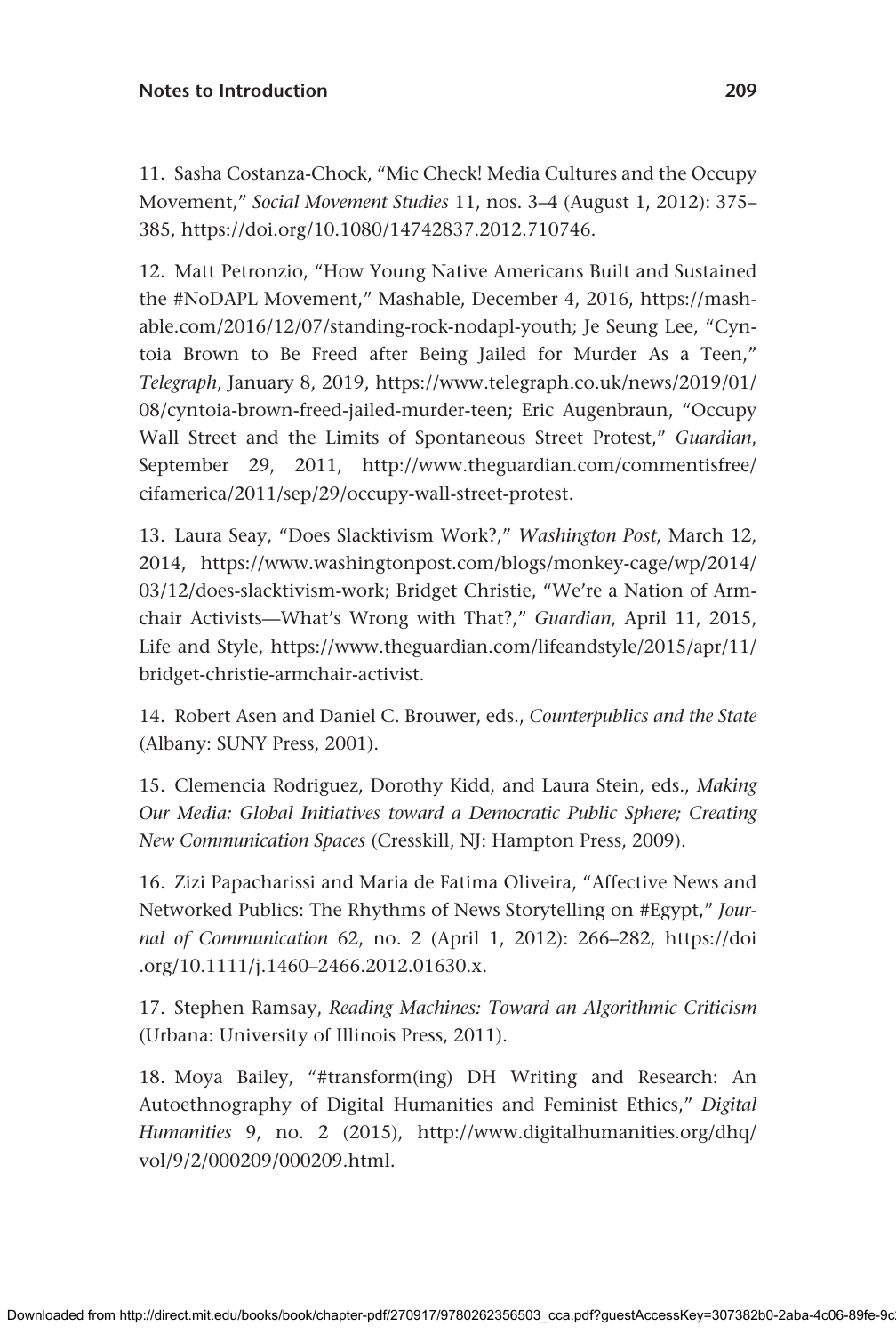11. Sasha Costanza-Chock, "Mic Check! Media Cultures and the Occupy Movement," *Social Movement Studies* 11, nos. 3–4 (August 1, 2012): 375–385, https://doi.org/10.1080/14742837.2012.710746.

12. Matt Petronzio, "How Young Native Americans Built and Sustained the #NoDAPL Movement," Mashable, December 4, 2016, https://mashable.com/2016/12/07/standing-rock-nodapl-youth; Je Seung Lee, "Cyntoia Brown to Be Freed after Being Jailed for Murder As a Teen," *Telegraph*, January 8, 2019, https://www.telegraph.co.uk/news/2019/01/08/cyntoia-brown-freed-jailed-murder-teen; Eric Augenbraun, "Occupy Wall Street and the Limits of Spontaneous Street Protest," *Guardian*, September 29, 2011, http://www.theguardian.com/commentisfree/cifamerica/2011/sep/29/occupy-wall-street-protest.

13. Laura Seay, "Does Slacktivism Work?," *Washington Post*, March 12, 2014, https://www.washingtonpost.com/blogs/monkey-cage/wp/2014/03/12/does-slacktivism-work; Bridget Christie, "We're a Nation of Armchair Activists—What's Wrong with That?," *Guardian*, April 11, 2015, Life and Style, https://www.theguardian.com/lifeandstyle/2015/apr/11/bridget-christie-armchair-activist.

14. Robert Asen and Daniel C. Brouwer, eds., *Counterpublics and the State* (Albany: SUNY Press, 2001).

15. Clemencia Rodriguez, Dorothy Kidd, and Laura Stein, eds., *Making Our Media: Global Initiatives toward a Democratic Public Sphere; Creating New Communication Spaces* (Cresskill, NJ: Hampton Press, 2009).

16. Zizi Papacharissi and Maria de Fatima Oliveira, "Affective News and Networked Publics: The Rhythms of News Storytelling on #Egypt," *Journal of Communication* 62, no. 2 (April 1, 2012): 266–282, https://doi.org/10.1111/j.1460–2466.2012.01630.x.

17. Stephen Ramsay, *Reading Machines: Toward an Algorithmic Criticism* (Urbana: University of Illinois Press, 2011).

18. Moya Bailey, "#transform(ing) DH Writing and Research: An Autoethnography of Digital Humanities and Feminist Ethics," *Digital Humanities* 9, no. 2 (2015), http://www.digitalhumanities.org/dhq/vol/9/2/000209/000209.html.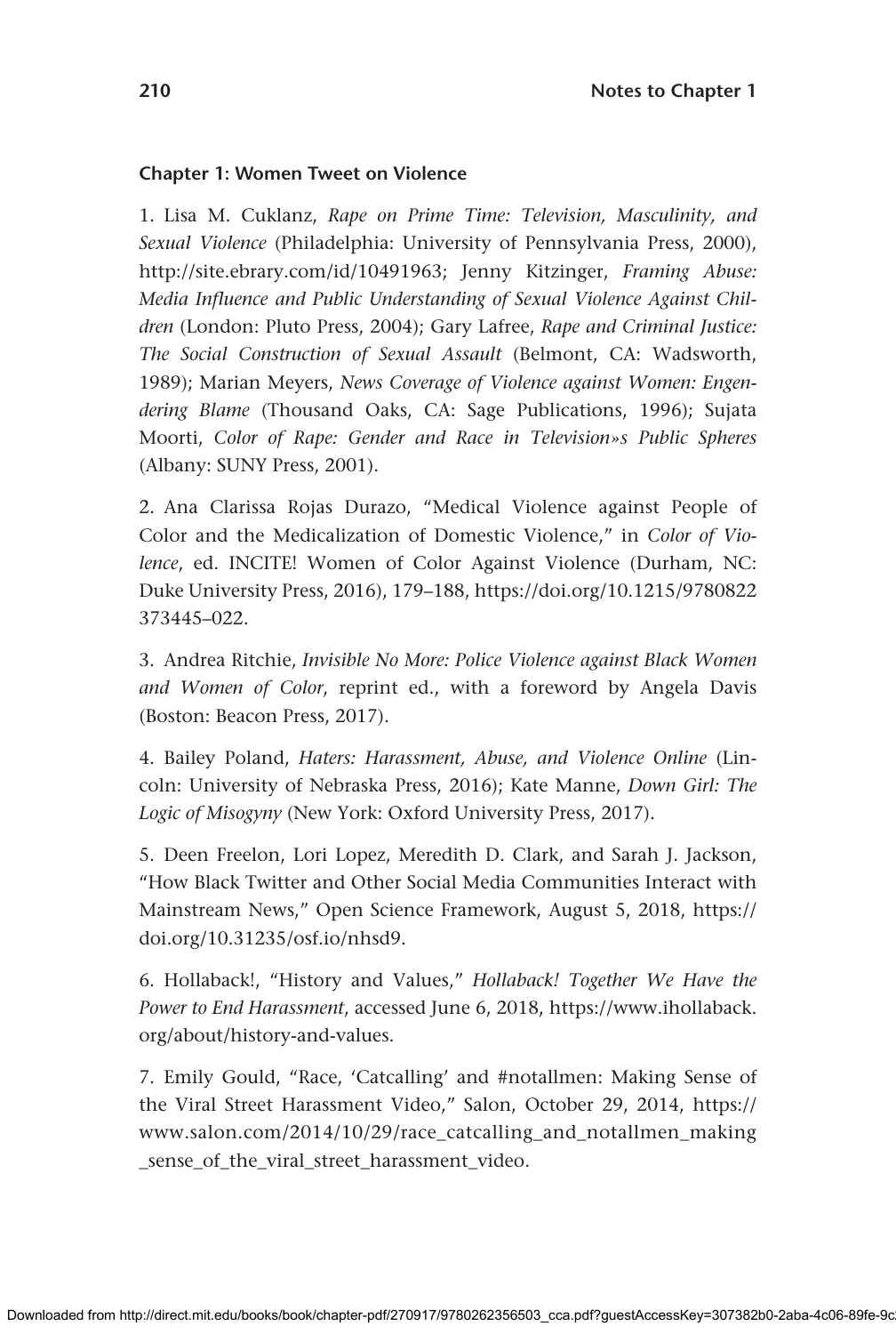### Chapter 1: Women Tweet on Violence

1. Lisa M. Cuklanz, *Rape on Prime Time: Television, Masculinity, and Sexual Violence* (Philadelphia: University of Pennsylvania Press, 2000), http://site.ebrary.com/id/10491963; Jenny Kitzinger, *Framing Abuse: Media Influence and Public Understanding of Sexual Violence Against Children* (London: Pluto Press, 2004); Gary Lafree, *Rape and Criminal Justice: The Social Construction of Sexual Assault* (Belmont, CA: Wadsworth, 1989); Marian Meyers, *News Coverage of Violence against Women: Engendering Blame* (Thousand Oaks, CA: Sage Publications, 1996); Sujata Moorti, *Color of Rape: Gender and Race in Television»s Public Spheres* (Albany: SUNY Press, 2001).

2. Ana Clarissa Rojas Durazo, "Medical Violence against People of Color and the Medicalization of Domestic Violence," in *Color of Violence*, ed. INCITE! Women of Color Against Violence (Durham, NC: Duke University Press, 2016), 179–188, https://doi.org/10.1215/9780822373445–022.

3. Andrea Ritchie, *Invisible No More: Police Violence against Black Women and Women of Color*, reprint ed., with a foreword by Angela Davis (Boston: Beacon Press, 2017).

4. Bailey Poland, *Haters: Harassment, Abuse, and Violence Online* (Lincoln: University of Nebraska Press, 2016); Kate Manne, *Down Girl: The Logic of Misogyny* (New York: Oxford University Press, 2017).

5. Deen Freelon, Lori Lopez, Meredith D. Clark, and Sarah J. Jackson, "How Black Twitter and Other Social Media Communities Interact with Mainstream News," Open Science Framework, August 5, 2018, https://doi.org/10.31235/osf.io/nhsd9.

6. Hollaback!, "History and Values," *Hollaback! Together We Have the Power to End Harassment*, accessed June 6, 2018, https://www.ihollaback.org/about/history-and-values.

7. Emily Gould, "Race, 'Catcalling' and #notallmen: Making Sense of the Viral Street Harassment Video," Salon, October 29, 2014, https://www.salon.com/2014/10/29/race_catcalling_and_notallmen_making_sense_of_the_viral_street_harassment_video.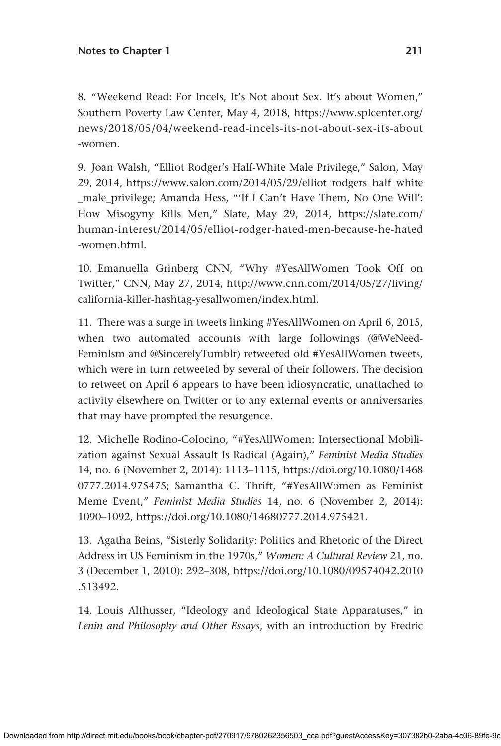8. "Weekend Read: For Incels, It's Not about Sex. It's about Women," Southern Poverty Law Center, May 4, 2018, https://www.splcenter.org/news/2018/05/04/weekend-read-incels-its-not-about-sex-its-about-women.

9. Joan Walsh, "Elliot Rodger's Half-White Male Privilege," Salon, May 29, 2014, https://www.salon.com/2014/05/29/elliot_rodgers_half_white_male_privilege; Amanda Hess, "'If I Can't Have Them, No One Will': How Misogyny Kills Men," Slate, May 29, 2014, https://slate.com/human-interest/2014/05/elliot-rodger-hated-men-because-he-hated-women.html.

10. Emanuella Grinberg CNN, "Why #YesAllWomen Took Off on Twitter," CNN, May 27, 2014, http://www.cnn.com/2014/05/27/living/california-killer-hashtag-yesallwomen/index.html.

11. There was a surge in tweets linking #YesAllWomen on April 6, 2015, when two automated accounts with large followings (@WeNeedFeminlsm and @SincerelyTumblr) retweeted old #YesAllWomen tweets, which were in turn retweeted by several of their followers. The decision to retweet on April 6 appears to have been idiosyncratic, unattached to activity elsewhere on Twitter or to any external events or anniversaries that may have prompted the resurgence.

12. Michelle Rodino-Colocino, "#YesAllWomen: Intersectional Mobilization against Sexual Assault Is Radical (Again)," *Feminist Media Studies* 14, no. 6 (November 2, 2014): 1113–1115, https://doi.org/10.1080/14680777.2014.975475; Samantha C. Thrift, "#YesAllWomen as Feminist Meme Event," *Feminist Media Studies* 14, no. 6 (November 2, 2014): 1090–1092, https://doi.org/10.1080/14680777.2014.975421.

13. Agatha Beins, "Sisterly Solidarity: Politics and Rhetoric of the Direct Address in US Feminism in the 1970s," *Women: A Cultural Review* 21, no. 3 (December 1, 2010): 292–308, https://doi.org/10.1080/09574042.2010.513492.

14. Louis Althusser, "Ideology and Ideological State Apparatuses," in *Lenin and Philosophy and Other Essays*, with an introduction by Fredric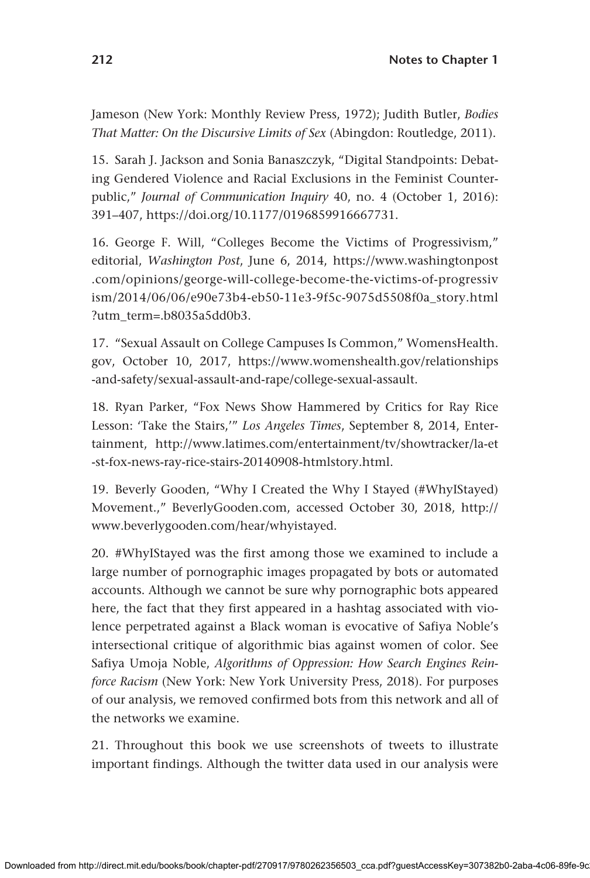Jameson (New York: Monthly Review Press, 1972); Judith Butler, *Bodies That Matter: On the Discursive Limits of Sex* (Abingdon: Routledge, 2011).

15. Sarah J. Jackson and Sonia Banaszczyk, “Digital Standpoints: Debating Gendered Violence and Racial Exclusions in the Feminist Counterpublic,” *Journal of Communication Inquiry* 40, no. 4 (October 1, 2016): 391–407, https://doi.org/10.1177/0196859916667731.

16. George F. Will, “Colleges Become the Victims of Progressivism,” editorial, *Washington Post*, June 6, 2014, https://www.washingtonpost.com/opinions/george-will-college-become-the-victims-of-progressivism/2014/06/06/e90e73b4-eb50-11e3-9f5c-9075d5508f0a_story.html?utm_term=.b8035a5dd0b3.

17. “Sexual Assault on College Campuses Is Common,” WomensHealth.gov, October 10, 2017, https://www.womenshealth.gov/relationships-and-safety/sexual-assault-and-rape/college-sexual-assault.

18. Ryan Parker, “Fox News Show Hammered by Critics for Ray Rice Lesson: ‘Take the Stairs,’” *Los Angeles Times*, September 8, 2014, Entertainment, http://www.latimes.com/entertainment/tv/showtracker/la-et-st-fox-news-ray-rice-stairs-20140908-htmlstory.html.

19. Beverly Gooden, “Why I Created the Why I Stayed (#WhyIStayed) Movement.,” BeverlyGooden.com, accessed October 30, 2018, http://www.beverlygooden.com/hear/whyistayed.

20. #WhyIStayed was the first among those we examined to include a large number of pornographic images propagated by bots or automated accounts. Although we cannot be sure why pornographic bots appeared here, the fact that they first appeared in a hashtag associated with violence perpetrated against a Black woman is evocative of Safiya Noble’s intersectional critique of algorithmic bias against women of color. See Safiya Umoja Noble, *Algorithms of Oppression: How Search Engines Reinforce Racism* (New York: New York University Press, 2018). For purposes of our analysis, we removed confirmed bots from this network and all of the networks we examine.

21. Throughout this book we use screenshots of tweets to illustrate important findings. Although the twitter data used in our analysis were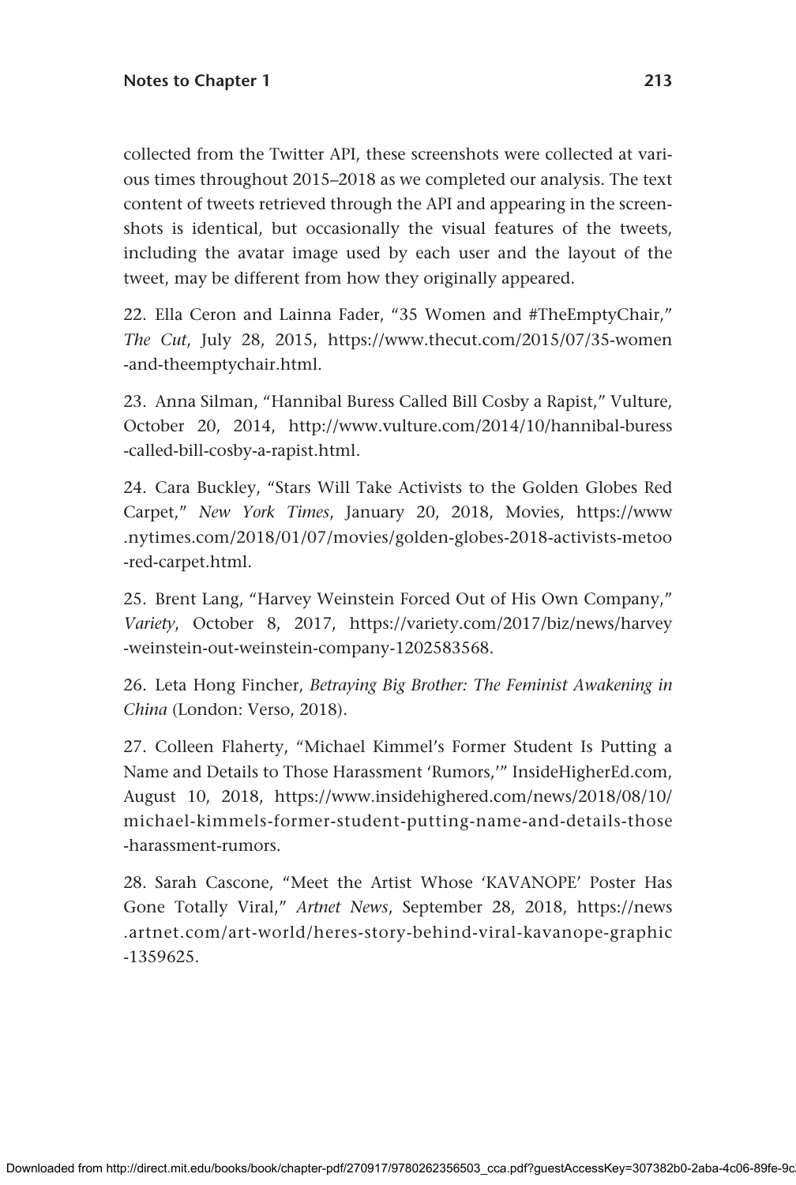collected from the Twitter API, these screenshots were collected at various times throughout 2015–2018 as we completed our analysis. The text content of tweets retrieved through the API and appearing in the screenshots is identical, but occasionally the visual features of the tweets, including the avatar image used by each user and the layout of the tweet, may be different from how they originally appeared.

22. Ella Ceron and Lainna Fader, “35 Women and #TheEmptyChair,” *The Cut*, July 28, 2015, https://www.thecut.com/2015/07/35-women-and-theemptychair.html.

23. Anna Silman, “Hannibal Buress Called Bill Cosby a Rapist,” Vulture, October 20, 2014, http://www.vulture.com/2014/10/hannibal-buress-called-bill-cosby-a-rapist.html.

24. Cara Buckley, “Stars Will Take Activists to the Golden Globes Red Carpet,” *New York Times*, January 20, 2018, Movies, https://www.nytimes.com/2018/01/07/movies/golden-globes-2018-activists-metoo-red-carpet.html.

25. Brent Lang, “Harvey Weinstein Forced Out of His Own Company,” *Variety*, October 8, 2017, https://variety.com/2017/biz/news/harvey-weinstein-out-weinstein-company-1202583568.

26. Leta Hong Fincher, *Betraying Big Brother: The Feminist Awakening in China* (London: Verso, 2018).

27. Colleen Flaherty, “Michael Kimmel’s Former Student Is Putting a Name and Details to Those Harassment ‘Rumors,’” InsideHigherEd.com, August 10, 2018, https://www.insidehighered.com/news/2018/08/10/michael-kimmels-former-student-putting-name-and-details-those-harassment-rumors.

28. Sarah Cascone, “Meet the Artist Whose ‘KAVANOPE’ Poster Has Gone Totally Viral,” *Artnet News*, September 28, 2018, https://news.artnet.com/art-world/heres-story-behind-viral-kavanope-graphic-1359625.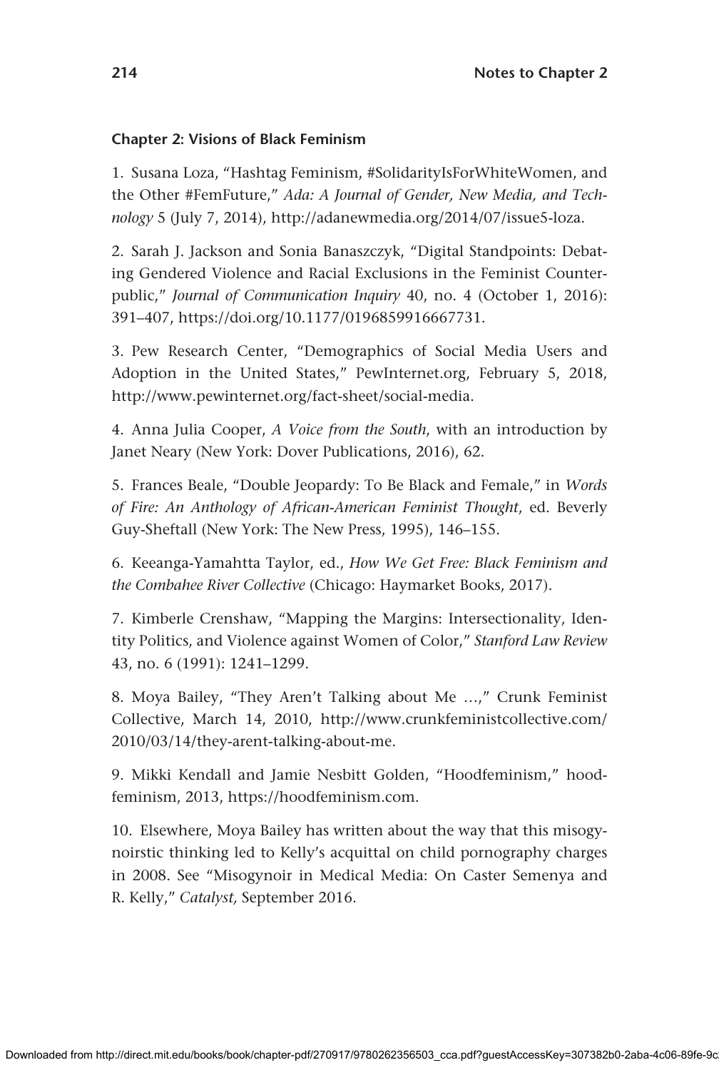### Chapter 2: Visions of Black Feminism

1. Susana Loza, "Hashtag Feminism, #SolidarityIsForWhiteWomen, and the Other #FemFuture," *Ada: A Journal of Gender, New Media, and Technology* 5 (July 7, 2014), http://adanewmedia.org/2014/07/issue5-loza.

2. Sarah J. Jackson and Sonia Banaszczyk, "Digital Standpoints: Debating Gendered Violence and Racial Exclusions in the Feminist Counterpublic," *Journal of Communication Inquiry* 40, no. 4 (October 1, 2016): 391–407, https://doi.org/10.1177/0196859916667731.

3. Pew Research Center, "Demographics of Social Media Users and Adoption in the United States," PewInternet.org, February 5, 2018, http://www.pewinternet.org/fact-sheet/social-media.

4. Anna Julia Cooper, *A Voice from the South*, with an introduction by Janet Neary (New York: Dover Publications, 2016), 62.

5. Frances Beale, "Double Jeopardy: To Be Black and Female," in *Words of Fire: An Anthology of African-American Feminist Thought*, ed. Beverly Guy-Sheftall (New York: The New Press, 1995), 146–155.

6. Keeanga-Yamahtta Taylor, ed., *How We Get Free: Black Feminism and the Combahee River Collective* (Chicago: Haymarket Books, 2017).

7. Kimberle Crenshaw, "Mapping the Margins: Intersectionality, Identity Politics, and Violence against Women of Color," *Stanford Law Review* 43, no. 6 (1991): 1241–1299.

8. Moya Bailey, "They Aren't Talking about Me …," Crunk Feminist Collective, March 14, 2010, http://www.crunkfeministcollective.com/2010/03/14/they-arent-talking-about-me.

9. Mikki Kendall and Jamie Nesbitt Golden, "Hoodfeminism," hoodfeminism, 2013, https://hoodfeminism.com.

10. Elsewhere, Moya Bailey has written about the way that this misogynoirstic thinking led to Kelly's acquittal on child pornography charges in 2008. See "Misogynoir in Medical Media: On Caster Semenya and R. Kelly," *Catalyst,* September 2016.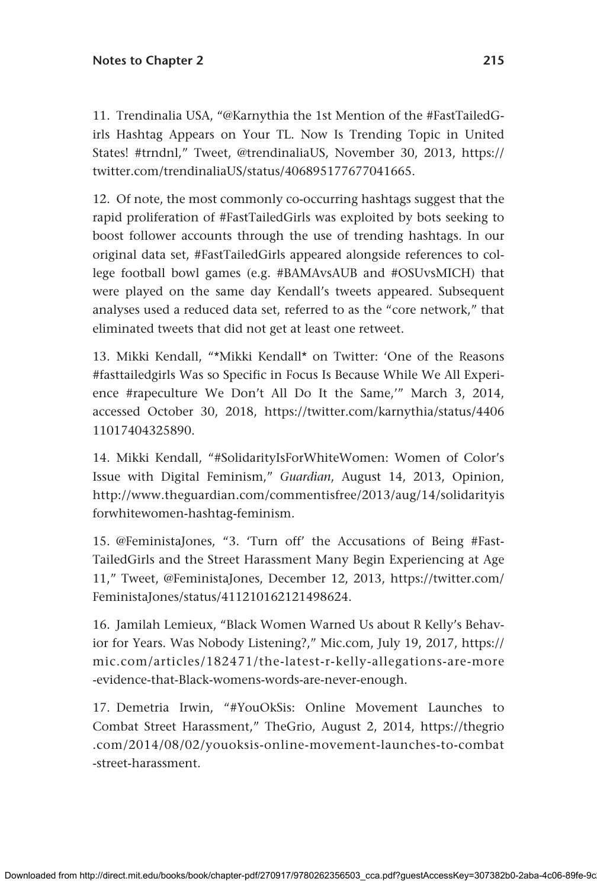11. Trendinalia USA, "@Karnythia the 1st Mention of the #FastTailedGirls Hashtag Appears on Your TL. Now Is Trending Topic in United States! #trndnl," Tweet, @trendinaliaUS, November 30, 2013, https://twitter.com/trendinaliaUS/status/406895177677041665.

12. Of note, the most commonly co-occurring hashtags suggest that the rapid proliferation of #FastTailedGirls was exploited by bots seeking to boost follower accounts through the use of trending hashtags. In our original data set, #FastTailedGirls appeared alongside references to college football bowl games (e.g. #BAMAvsAUB and #OSUvsMICH) that were played on the same day Kendall's tweets appeared. Subsequent analyses used a reduced data set, referred to as the "core network," that eliminated tweets that did not get at least one retweet.

13. Mikki Kendall, "*Mikki Kendall* on Twitter: 'One of the Reasons #fasttailedgirls Was so Specific in Focus Is Because While We All Experience #rapeculture We Don't All Do It the Same,'" March 3, 2014, accessed October 30, 2018, https://twitter.com/karnythia/status/440611017404325890.

14. Mikki Kendall, "#SolidarityIsForWhiteWomen: Women of Color's Issue with Digital Feminism," *Guardian*, August 14, 2013, Opinion, http://www.theguardian.com/commentisfree/2013/aug/14/solidarityisforwhitewomen-hashtag-feminism.

15. @FeministaJones, "3. 'Turn off' the Accusations of Being #FastTailedGirls and the Street Harassment Many Begin Experiencing at Age 11," Tweet, @FeministaJones, December 12, 2013, https://twitter.com/FeministaJones/status/411210162121498624.

16. Jamilah Lemieux, "Black Women Warned Us about R Kelly's Behavior for Years. Was Nobody Listening?," Mic.com, July 19, 2017, https://mic.com/articles/182471/the-latest-r-kelly-allegations-are-more-evidence-that-Black-womens-words-are-never-enough.

17. Demetria Irwin, "#YouOkSis: Online Movement Launches to Combat Street Harassment," TheGrio, August 2, 2014, https://thegrio.com/2014/08/02/youoksis-online-movement-launches-to-combat-street-harassment.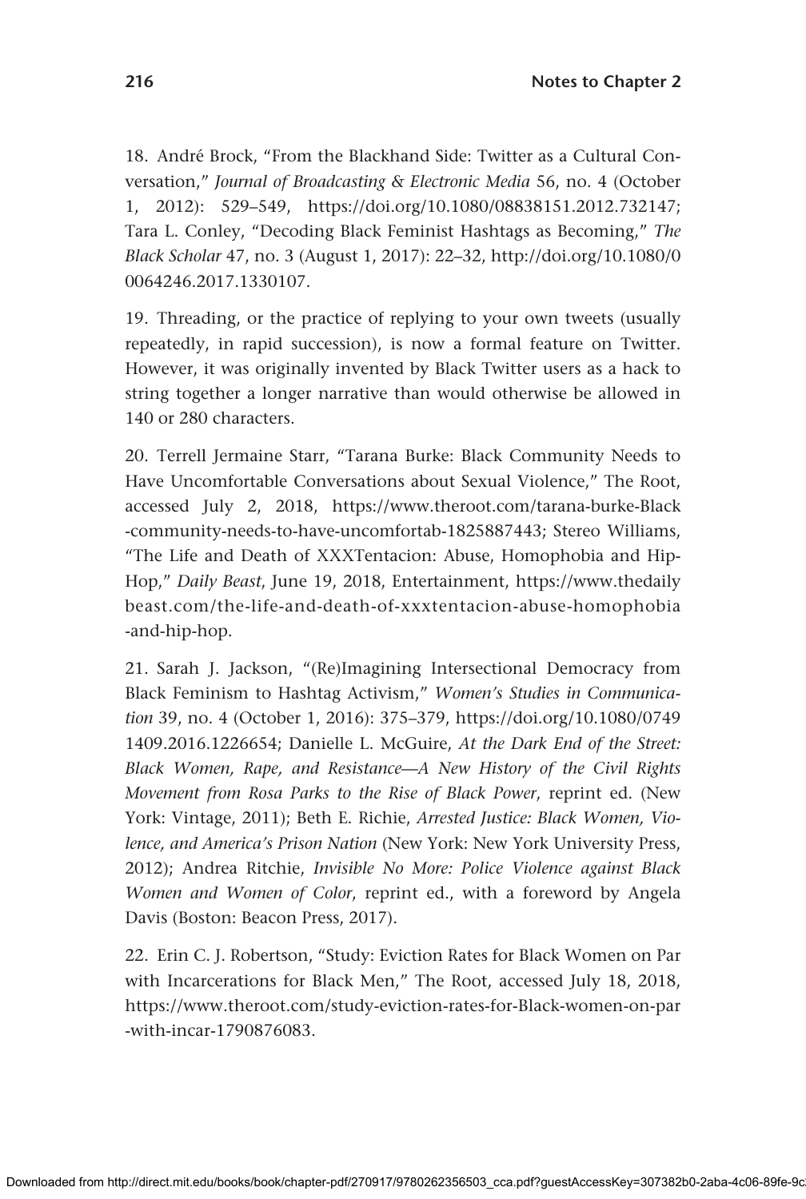18. André Brock, "From the Blackhand Side: Twitter as a Cultural Conversation," *Journal of Broadcasting & Electronic Media* 56, no. 4 (October 1, 2012): 529–549, https://doi.org/10.1080/08838151.2012.732147; Tara L. Conley, "Decoding Black Feminist Hashtags as Becoming," *The Black Scholar* 47, no. 3 (August 1, 2017): 22–32, http://doi.org/10.1080/00064246.2017.1330107.

19. Threading, or the practice of replying to your own tweets (usually repeatedly, in rapid succession), is now a formal feature on Twitter. However, it was originally invented by Black Twitter users as a hack to string together a longer narrative than would otherwise be allowed in 140 or 280 characters.

20. Terrell Jermaine Starr, "Tarana Burke: Black Community Needs to Have Uncomfortable Conversations about Sexual Violence," The Root, accessed July 2, 2018, https://www.theroot.com/tarana-burke-Black-community-needs-to-have-uncomfortab-1825887443; Stereo Williams, "The Life and Death of XXXTentacion: Abuse, Homophobia and Hip-Hop," *Daily Beast*, June 19, 2018, Entertainment, https://www.thedailybeast.com/the-life-and-death-of-xxxtentacion-abuse-homophobia-and-hip-hop.

21. Sarah J. Jackson, "(Re)Imagining Intersectional Democracy from Black Feminism to Hashtag Activism," *Women's Studies in Communication* 39, no. 4 (October 1, 2016): 375–379, https://doi.org/10.1080/07491409.2016.1226654; Danielle L. McGuire, *At the Dark End of the Street: Black Women, Rape, and Resistance—A New History of the Civil Rights Movement from Rosa Parks to the Rise of Black Power*, reprint ed. (New York: Vintage, 2011); Beth E. Richie, *Arrested Justice: Black Women, Violence, and America's Prison Nation* (New York: New York University Press, 2012); Andrea Ritchie, *Invisible No More: Police Violence against Black Women and Women of Color*, reprint ed., with a foreword by Angela Davis (Boston: Beacon Press, 2017).

22. Erin C. J. Robertson, "Study: Eviction Rates for Black Women on Par with Incarcerations for Black Men," The Root, accessed July 18, 2018, https://www.theroot.com/study-eviction-rates-for-Black-women-on-par-with-incar-1790876083.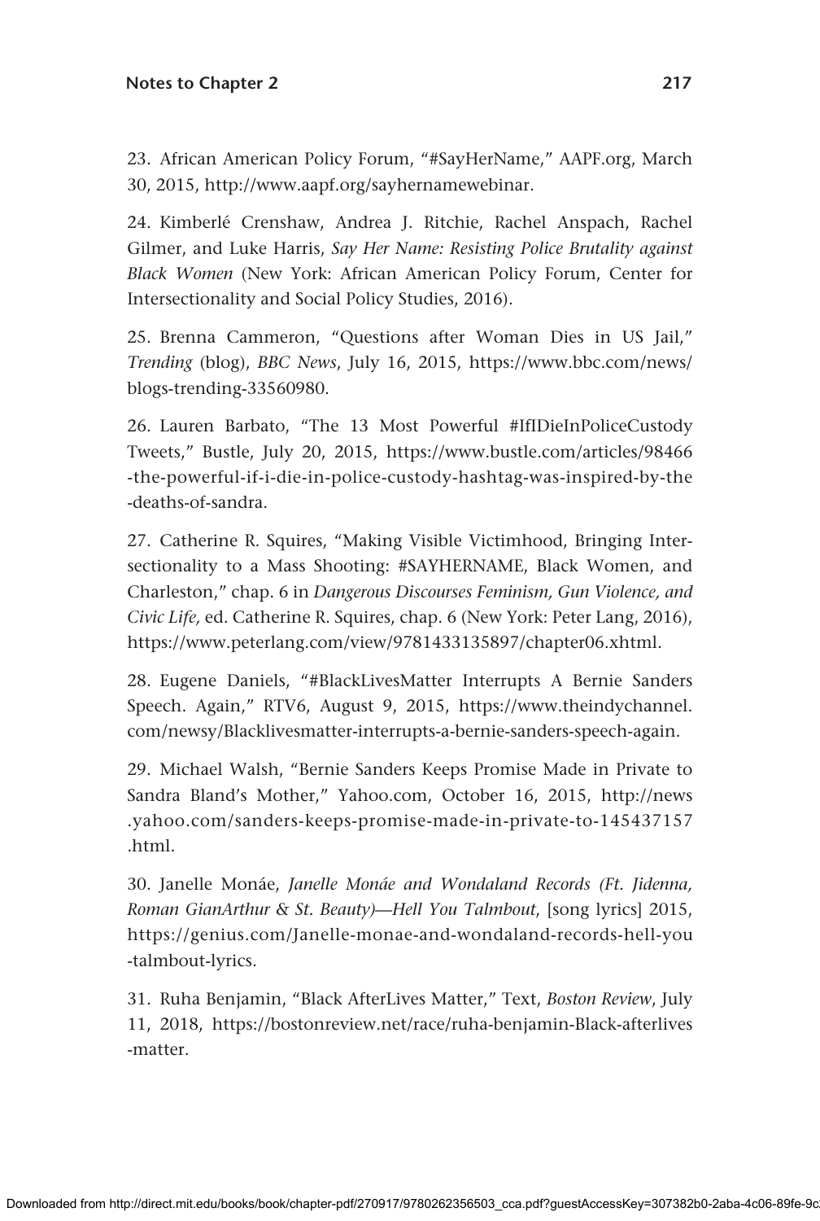23. African American Policy Forum, "#SayHerName," AAPF.org, March 30, 2015, http://www.aapf.org/sayhernamewebinar.

24. Kimberlé Crenshaw, Andrea J. Ritchie, Rachel Anspach, Rachel Gilmer, and Luke Harris, *Say Her Name: Resisting Police Brutality against Black Women* (New York: African American Policy Forum, Center for Intersectionality and Social Policy Studies, 2016).

25. Brenna Cammeron, "Questions after Woman Dies in US Jail," *Trending* (blog), *BBC News*, July 16, 2015, https://www.bbc.com/news/blogs-trending-33560980.

26. Lauren Barbato, "The 13 Most Powerful #IfIDieInPoliceCustody Tweets," Bustle, July 20, 2015, https://www.bustle.com/articles/98466-the-powerful-if-i-die-in-police-custody-hashtag-was-inspired-by-the-deaths-of-sandra.

27. Catherine R. Squires, "Making Visible Victimhood, Bringing Intersectionality to a Mass Shooting: #SAYHERNAME, Black Women, and Charleston," chap. 6 in *Dangerous Discourses Feminism, Gun Violence, and Civic Life,* ed. Catherine R. Squires, chap. 6 (New York: Peter Lang, 2016), https://www.peterlang.com/view/9781433135897/chapter06.xhtml.

28. Eugene Daniels, "#BlackLivesMatter Interrupts A Bernie Sanders Speech. Again," RTV6, August 9, 2015, https://www.theindychannel.com/newsy/Blacklivesmatter-interrupts-a-bernie-sanders-speech-again.

29. Michael Walsh, "Bernie Sanders Keeps Promise Made in Private to Sandra Bland's Mother," Yahoo.com, October 16, 2015, http://news.yahoo.com/sanders-keeps-promise-made-in-private-to-145437157.html.

30. Janelle Monáe, *Janelle Monáe and Wondaland Records (Ft. Jidenna, Roman GianArthur & St. Beauty)—Hell You Talmbout*, [song lyrics] 2015, https://genius.com/Janelle-monae-and-wondaland-records-hell-you-talmbout-lyrics.

31. Ruha Benjamin, "Black AfterLives Matter," Text, *Boston Review*, July 11, 2018, https://bostonreview.net/race/ruha-benjamin-Black-afterlives-matter.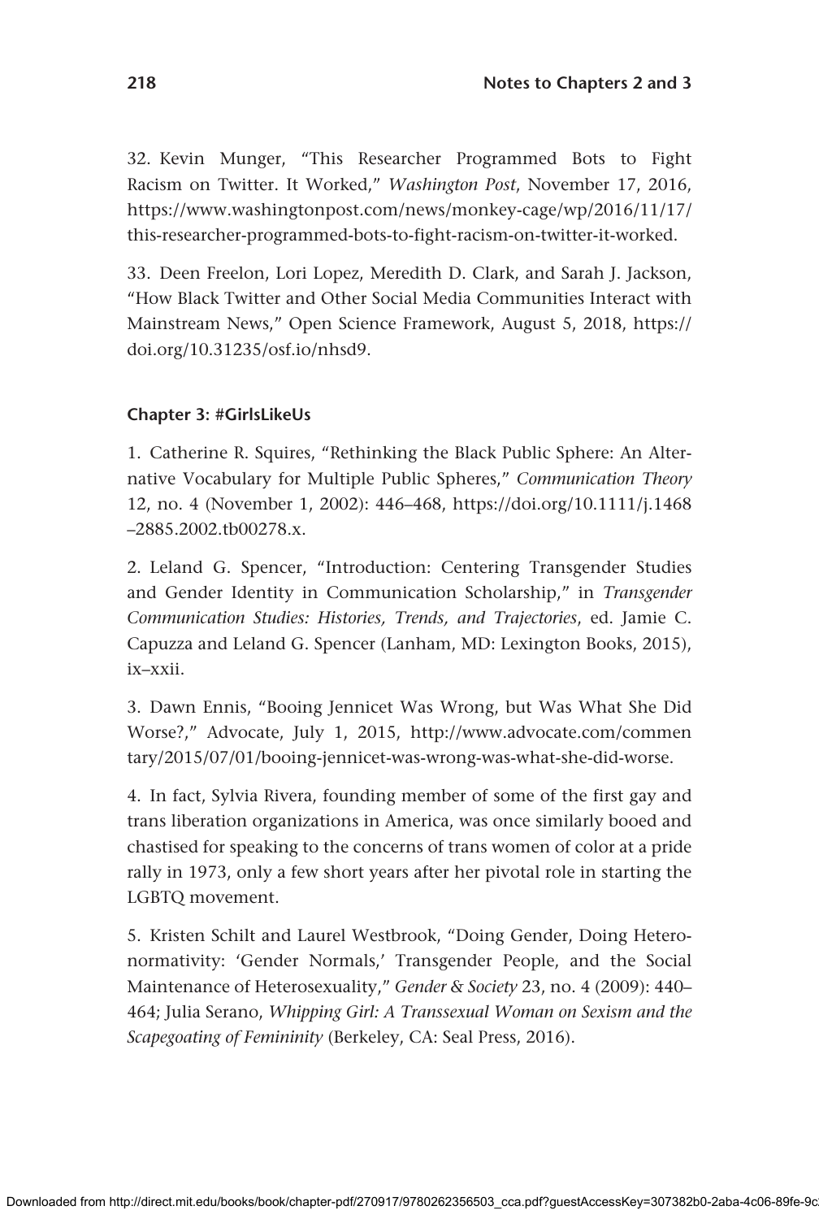32. Kevin Munger, "This Researcher Programmed Bots to Fight Racism on Twitter. It Worked," *Washington Post*, November 17, 2016, https://www.washingtonpost.com/news/monkey-cage/wp/2016/11/17/this-researcher-programmed-bots-to-fight-racism-on-twitter-it-worked.

33. Deen Freelon, Lori Lopez, Meredith D. Clark, and Sarah J. Jackson, "How Black Twitter and Other Social Media Communities Interact with Mainstream News," Open Science Framework, August 5, 2018, https://doi.org/10.31235/osf.io/nhsd9.

### Chapter 3: #GirlsLikeUs

1. Catherine R. Squires, "Rethinking the Black Public Sphere: An Alternative Vocabulary for Multiple Public Spheres," *Communication Theory* 12, no. 4 (November 1, 2002): 446–468, https://doi.org/10.1111/j.1468–2885.2002.tb00278.x.

2. Leland G. Spencer, "Introduction: Centering Transgender Studies and Gender Identity in Communication Scholarship," in *Transgender Communication Studies: Histories, Trends, and Trajectories*, ed. Jamie C. Capuzza and Leland G. Spencer (Lanham, MD: Lexington Books, 2015), ix–xxii.

3. Dawn Ennis, "Booing Jennicet Was Wrong, but Was What She Did Worse?," Advocate, July 1, 2015, http://www.advocate.com/commentary/2015/07/01/booing-jennicet-was-wrong-was-what-she-did-worse.

4. In fact, Sylvia Rivera, founding member of some of the first gay and trans liberation organizations in America, was once similarly booed and chastised for speaking to the concerns of trans women of color at a pride rally in 1973, only a few short years after her pivotal role in starting the LGBTQ movement.

5. Kristen Schilt and Laurel Westbrook, "Doing Gender, Doing Heteronormativity: 'Gender Normals,' Transgender People, and the Social Maintenance of Heterosexuality," *Gender & Society* 23, no. 4 (2009): 440–464; Julia Serano, *Whipping Girl: A Transsexual Woman on Sexism and the Scapegoating of Femininity* (Berkeley, CA: Seal Press, 2016).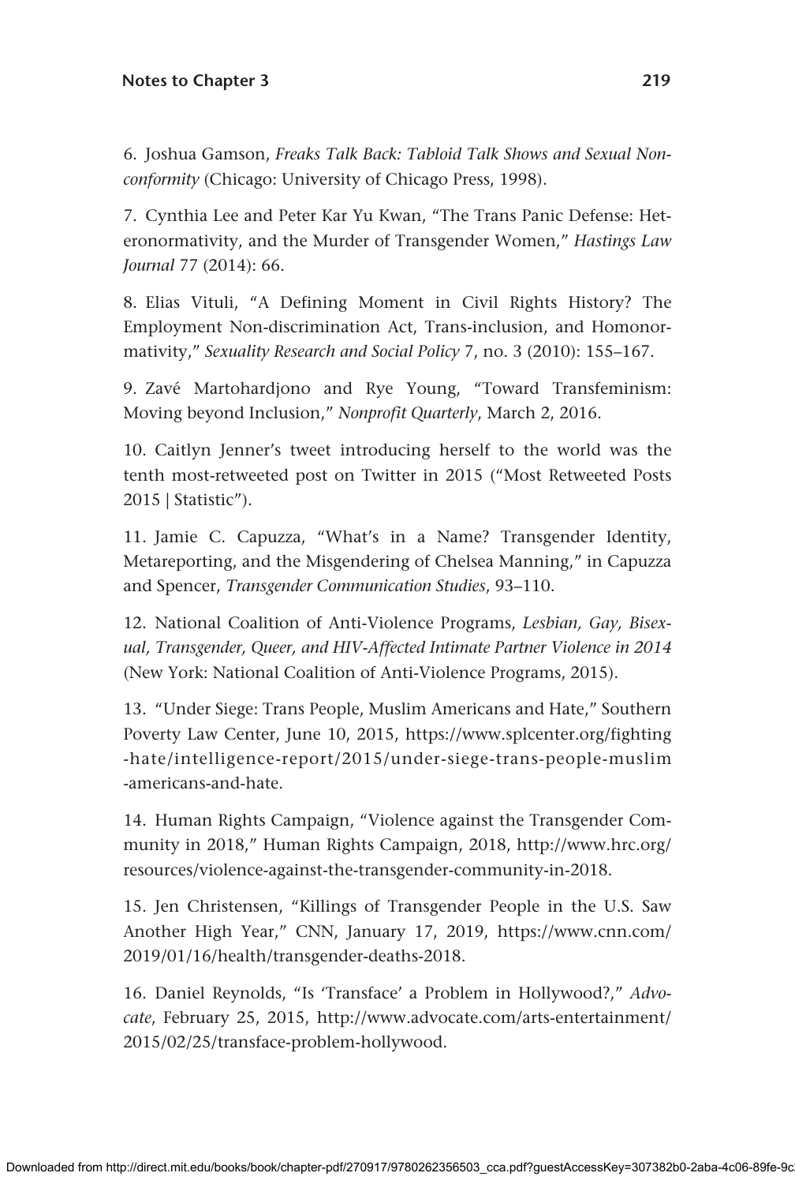6. Joshua Gamson, *Freaks Talk Back: Tabloid Talk Shows and Sexual Nonconformity* (Chicago: University of Chicago Press, 1998).

7. Cynthia Lee and Peter Kar Yu Kwan, "The Trans Panic Defense: Heteronormativity, and the Murder of Transgender Women," *Hastings Law Journal* 77 (2014): 66.

8. Elias Vituli, "A Defining Moment in Civil Rights History? The Employment Non-discrimination Act, Trans-inclusion, and Homonormativity," *Sexuality Research and Social Policy* 7, no. 3 (2010): 155–167.

9. Zavé Martohardjono and Rye Young, "Toward Transfeminism: Moving beyond Inclusion," *Nonprofit Quarterly*, March 2, 2016.

10. Caitlyn Jenner's tweet introducing herself to the world was the tenth most-retweeted post on Twitter in 2015 ("Most Retweeted Posts 2015 | Statistic").

11. Jamie C. Capuzza, "What's in a Name? Transgender Identity, Metareporting, and the Misgendering of Chelsea Manning," in Capuzza and Spencer, *Transgender Communication Studies*, 93–110.

12. National Coalition of Anti-Violence Programs, *Lesbian, Gay, Bisexual, Transgender, Queer, and HIV-Affected Intimate Partner Violence in 2014* (New York: National Coalition of Anti-Violence Programs, 2015).

13. "Under Siege: Trans People, Muslim Americans and Hate," Southern Poverty Law Center, June 10, 2015, https://www.splcenter.org/fighting-hate/intelligence-report/2015/under-siege-trans-people-muslim-americans-and-hate.

14. Human Rights Campaign, "Violence against the Transgender Community in 2018," Human Rights Campaign, 2018, http://www.hrc.org/resources/violence-against-the-transgender-community-in-2018.

15. Jen Christensen, "Killings of Transgender People in the U.S. Saw Another High Year," CNN, January 17, 2019, https://www.cnn.com/2019/01/16/health/transgender-deaths-2018.

16. Daniel Reynolds, "Is 'Transface' a Problem in Hollywood?," *Advocate*, February 25, 2015, http://www.advocate.com/arts-entertainment/2015/02/25/transface-problem-hollywood.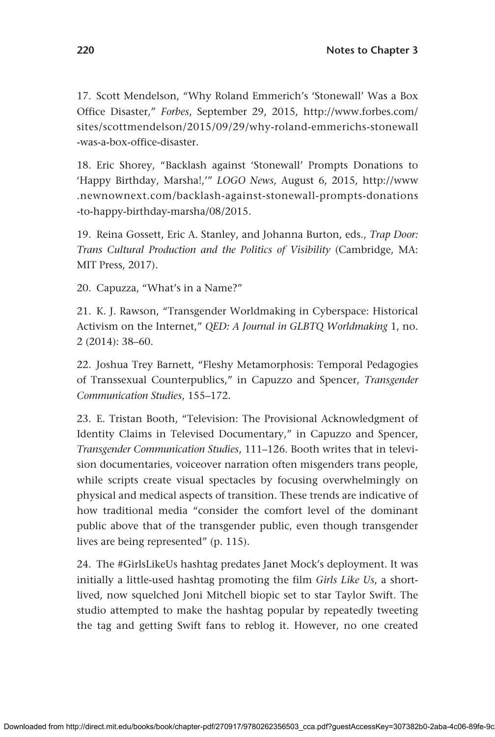17. Scott Mendelson, "Why Roland Emmerich's 'Stonewall' Was a Box Office Disaster," *Forbes*, September 29, 2015, http://www.forbes.com/sites/scottmendelson/2015/09/29/why-roland-emmerichs-stonewall-was-a-box-office-disaster.

18. Eric Shorey, "Backlash against 'Stonewall' Prompts Donations to 'Happy Birthday, Marsha!,'" *LOGO News*, August 6, 2015, http://www.newnownext.com/backlash-against-stonewall-prompts-donations-to-happy-birthday-marsha/08/2015.

19. Reina Gossett, Eric A. Stanley, and Johanna Burton, eds., *Trap Door: Trans Cultural Production and the Politics of Visibility* (Cambridge, MA: MIT Press, 2017).

20. Capuzza, "What's in a Name?"

21. K. J. Rawson, "Transgender Worldmaking in Cyberspace: Historical Activism on the Internet," *QED: A Journal in GLBTQ Worldmaking* 1, no. 2 (2014): 38–60.

22. Joshua Trey Barnett, "Fleshy Metamorphosis: Temporal Pedagogies of Transsexual Counterpublics," in Capuzzo and Spencer, *Transgender Communication Studies*, 155–172.

23. E. Tristan Booth, "Television: The Provisional Acknowledgment of Identity Claims in Televised Documentary," in Capuzzo and Spencer, *Transgender Communication Studies*, 111–126. Booth writes that in television documentaries, voiceover narration often misgenders trans people, while scripts create visual spectacles by focusing overwhelmingly on physical and medical aspects of transition. These trends are indicative of how traditional media "consider the comfort level of the dominant public above that of the transgender public, even though transgender lives are being represented" (p. 115).

24. The #GirlsLikeUs hashtag predates Janet Mock's deployment. It was initially a little-used hashtag promoting the film *Girls Like Us*, a short-lived, now squelched Joni Mitchell biopic set to star Taylor Swift. The studio attempted to make the hashtag popular by repeatedly tweeting the tag and getting Swift fans to reblog it. However, no one created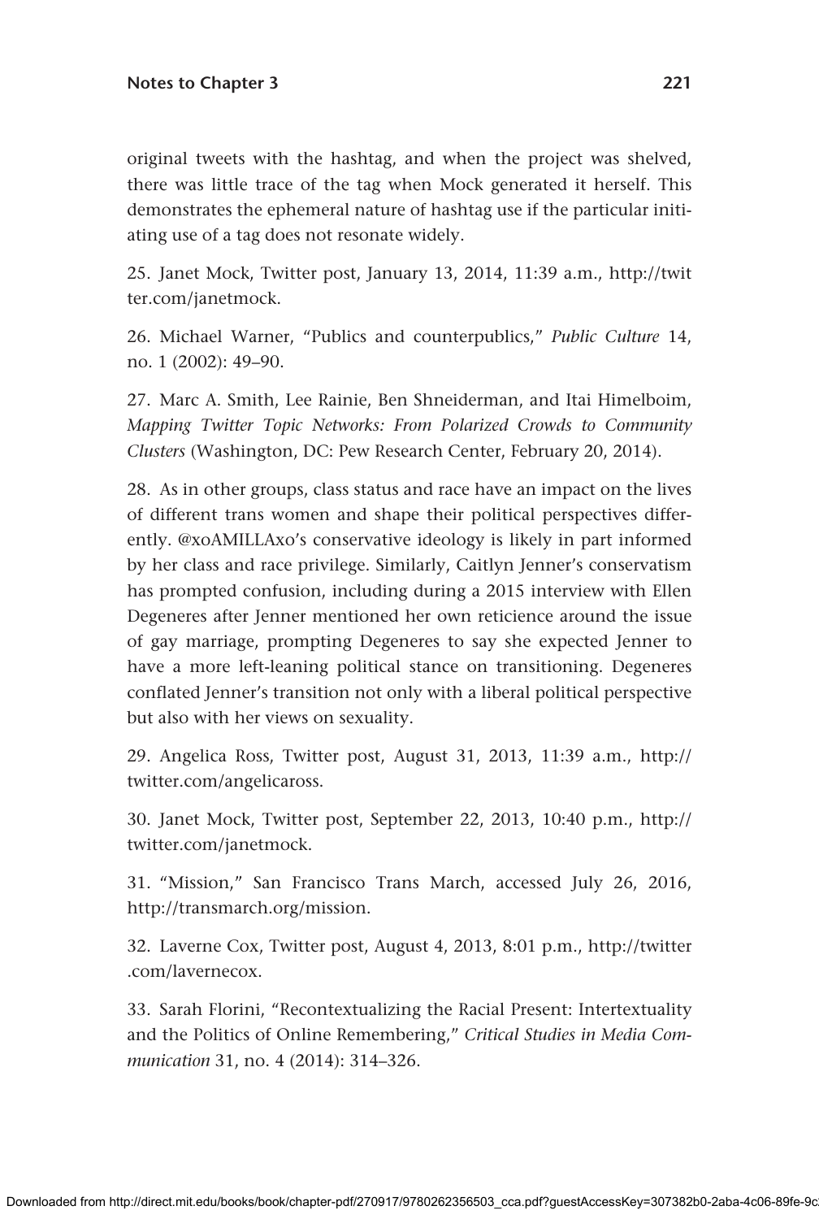original tweets with the hashtag, and when the project was shelved, there was little trace of the tag when Mock generated it herself. This demonstrates the ephemeral nature of hashtag use if the particular initiating use of a tag does not resonate widely.

25. Janet Mock, Twitter post, January 13, 2014, 11:39 a.m., http://twitter.com/janetmock.

26. Michael Warner, "Publics and counterpublics," *Public Culture* 14, no. 1 (2002): 49–90.

27. Marc A. Smith, Lee Rainie, Ben Shneiderman, and Itai Himelboim, *Mapping Twitter Topic Networks: From Polarized Crowds to Community Clusters* (Washington, DC: Pew Research Center, February 20, 2014).

28. As in other groups, class status and race have an impact on the lives of different trans women and shape their political perspectives differently. @xoAMILLAxo's conservative ideology is likely in part informed by her class and race privilege. Similarly, Caitlyn Jenner's conservatism has prompted confusion, including during a 2015 interview with Ellen Degeneres after Jenner mentioned her own reticience around the issue of gay marriage, prompting Degeneres to say she expected Jenner to have a more left-leaning political stance on transitioning. Degeneres conflated Jenner's transition not only with a liberal political perspective but also with her views on sexuality.

29. Angelica Ross, Twitter post, August 31, 2013, 11:39 a.m., http://twitter.com/angelicaross.

30. Janet Mock, Twitter post, September 22, 2013, 10:40 p.m., http://twitter.com/janetmock.

31. "Mission," San Francisco Trans March, accessed July 26, 2016, http://transmarch.org/mission.

32. Laverne Cox, Twitter post, August 4, 2013, 8:01 p.m., http://twitter.com/lavernecox.

33. Sarah Florini, "Recontextualizing the Racial Present: Intertextuality and the Politics of Online Remembering," *Critical Studies in Media Communication* 31, no. 4 (2014): 314–326.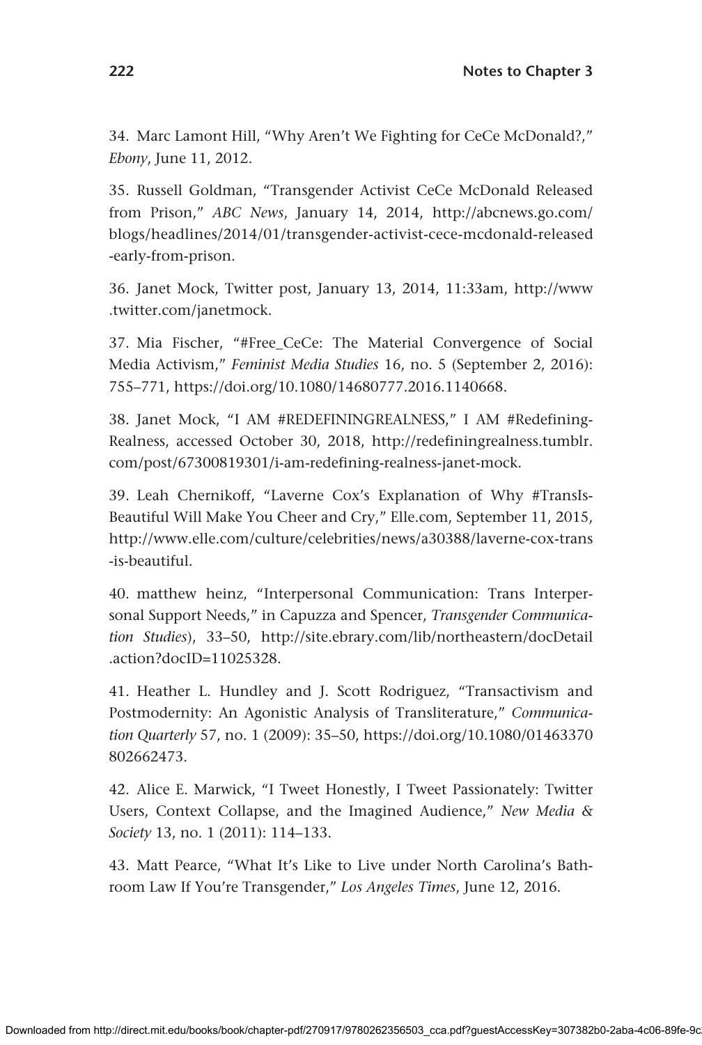34. Marc Lamont Hill, "Why Aren't We Fighting for CeCe McDonald?," *Ebony*, June 11, 2012.

35. Russell Goldman, "Transgender Activist CeCe McDonald Released from Prison," *ABC News*, January 14, 2014, http://abcnews.go.com/blogs/headlines/2014/01/transgender-activist-cece-mcdonald-released-early-from-prison.

36. Janet Mock, Twitter post, January 13, 2014, 11:33am, http://www.twitter.com/janetmock.

37. Mia Fischer, "#Free_CeCe: The Material Convergence of Social Media Activism," *Feminist Media Studies* 16, no. 5 (September 2, 2016): 755–771, https://doi.org/10.1080/14680777.2016.1140668.

38. Janet Mock, "I AM #REDEFININGREALNESS," I AM #Redefining-Realness, accessed October 30, 2018, http://redefiningrealness.tumblr.com/post/67300819301/i-am-redefining-realness-janet-mock.

39. Leah Chernikoff, "Laverne Cox's Explanation of Why #TransIs-Beautiful Will Make You Cheer and Cry," Elle.com, September 11, 2015, http://www.elle.com/culture/celebrities/news/a30388/laverne-cox-trans-is-beautiful.

40. matthew heinz, "Interpersonal Communication: Trans Interpersonal Support Needs," in Capuzza and Spencer, *Transgender Communication Studies*), 33–50, http://site.ebrary.com/lib/northeastern/docDetail.action?docID=11025328.

41. Heather L. Hundley and J. Scott Rodriguez, "Transactivism and Postmodernity: An Agonistic Analysis of Transliterature," *Communication Quarterly* 57, no. 1 (2009): 35–50, https://doi.org/10.1080/01463370802662473.

42. Alice E. Marwick, "I Tweet Honestly, I Tweet Passionately: Twitter Users, Context Collapse, and the Imagined Audience," *New Media & Society* 13, no. 1 (2011): 114–133.

43. Matt Pearce, "What It's Like to Live under North Carolina's Bathroom Law If You're Transgender," *Los Angeles Times*, June 12, 2016.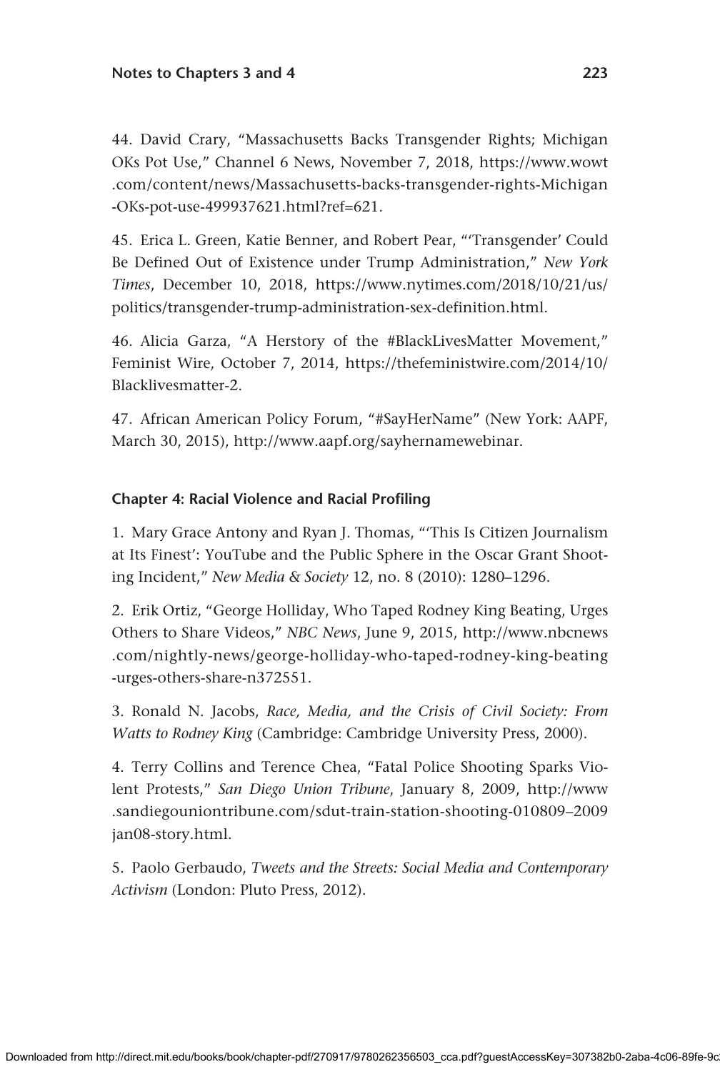44. David Crary, "Massachusetts Backs Transgender Rights; Michigan OKs Pot Use," Channel 6 News, November 7, 2018, https://www.wowt.com/content/news/Massachusetts-backs-transgender-rights-Michigan-OKs-pot-use-499937621.html?ref=621.

45. Erica L. Green, Katie Benner, and Robert Pear, "'Transgender' Could Be Defined Out of Existence under Trump Administration," *New York Times*, December 10, 2018, https://www.nytimes.com/2018/10/21/us/politics/transgender-trump-administration-sex-definition.html.

46. Alicia Garza, "A Herstory of the #BlackLivesMatter Movement," Feminist Wire, October 7, 2014, https://thefeministwire.com/2014/10/Blacklivesmatter-2.

47. African American Policy Forum, "#SayHerName" (New York: AAPF, March 30, 2015), http://www.aapf.org/sayhernamewebinar.

### Chapter 4: Racial Violence and Racial Profiling

1. Mary Grace Antony and Ryan J. Thomas, "'This Is Citizen Journalism at Its Finest': YouTube and the Public Sphere in the Oscar Grant Shooting Incident," *New Media & Society* 12, no. 8 (2010): 1280–1296.

2. Erik Ortiz, "George Holliday, Who Taped Rodney King Beating, Urges Others to Share Videos," *NBC News*, June 9, 2015, http://www.nbcnews.com/nightly-news/george-holliday-who-taped-rodney-king-beating-urges-others-share-n372551.

3. Ronald N. Jacobs, *Race, Media, and the Crisis of Civil Society: From Watts to Rodney King* (Cambridge: Cambridge University Press, 2000).

4. Terry Collins and Terence Chea, "Fatal Police Shooting Sparks Violent Protests," *San Diego Union Tribune*, January 8, 2009, http://www.sandiegouniontribune.com/sdut-train-station-shooting-010809–2009jan08-story.html.

5. Paolo Gerbaudo, *Tweets and the Streets: Social Media and Contemporary Activism* (London: Pluto Press, 2012).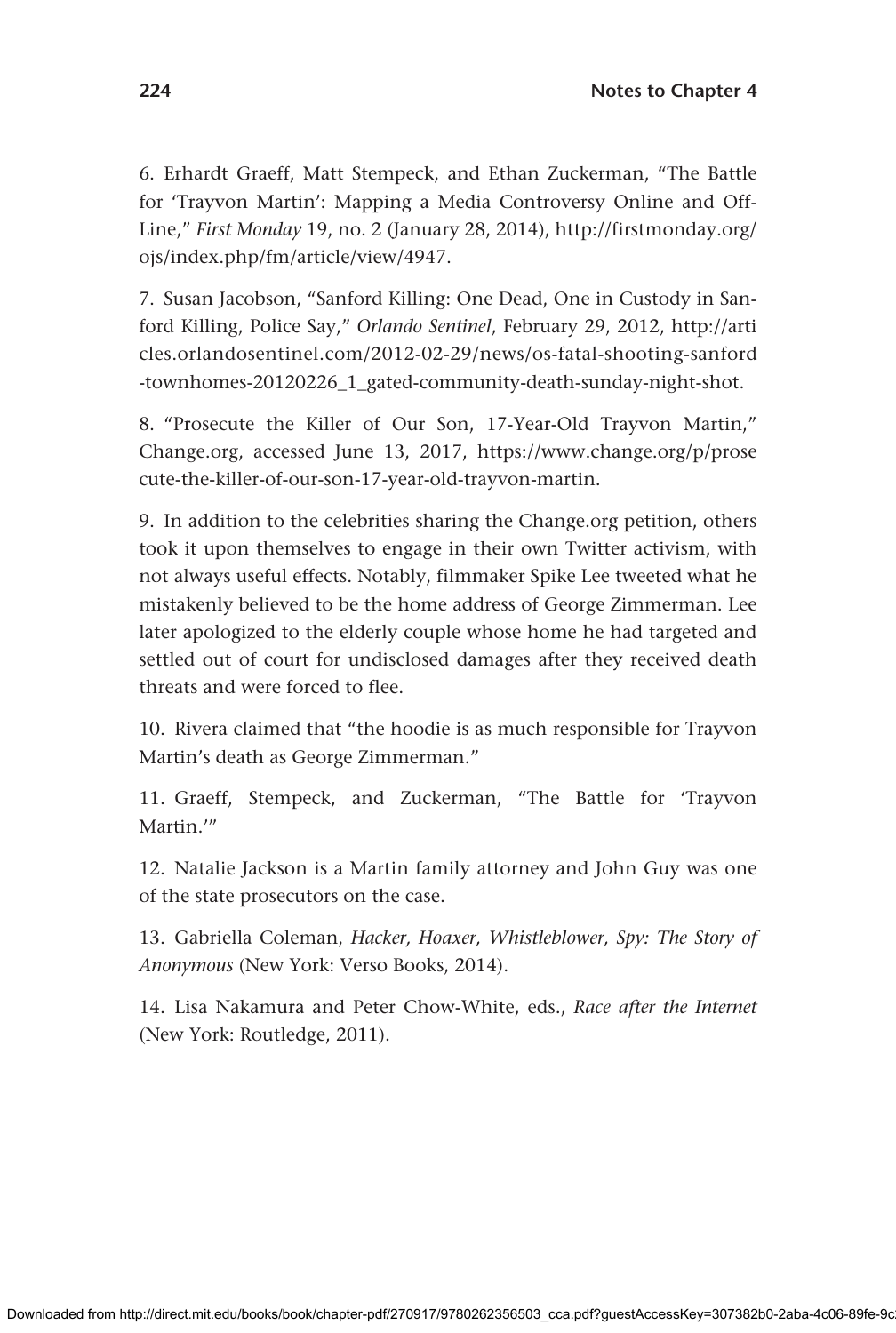6. Erhardt Graeff, Matt Stempeck, and Ethan Zuckerman, "The Battle for 'Trayvon Martin': Mapping a Media Controversy Online and Off-Line," *First Monday* 19, no. 2 (January 28, 2014), http://firstmonday.org/ojs/index.php/fm/article/view/4947.

7. Susan Jacobson, "Sanford Killing: One Dead, One in Custody in Sanford Killing, Police Say," *Orlando Sentinel*, February 29, 2012, http://articles.orlandosentinel.com/2012-02-29/news/os-fatal-shooting-sanford-townhomes-20120226_1_gated-community-death-sunday-night-shot.

8. "Prosecute the Killer of Our Son, 17-Year-Old Trayvon Martin," Change.org, accessed June 13, 2017, https://www.change.org/p/prosecute-the-killer-of-our-son-17-year-old-trayvon-martin.

9. In addition to the celebrities sharing the Change.org petition, others took it upon themselves to engage in their own Twitter activism, with not always useful effects. Notably, filmmaker Spike Lee tweeted what he mistakenly believed to be the home address of George Zimmerman. Lee later apologized to the elderly couple whose home he had targeted and settled out of court for undisclosed damages after they received death threats and were forced to flee.

10. Rivera claimed that "the hoodie is as much responsible for Trayvon Martin's death as George Zimmerman."

11. Graeff, Stempeck, and Zuckerman, "The Battle for 'Trayvon Martin.'"

12. Natalie Jackson is a Martin family attorney and John Guy was one of the state prosecutors on the case.

13. Gabriella Coleman, *Hacker, Hoaxer, Whistleblower, Spy: The Story of Anonymous* (New York: Verso Books, 2014).

14. Lisa Nakamura and Peter Chow-White, eds., *Race after the Internet* (New York: Routledge, 2011).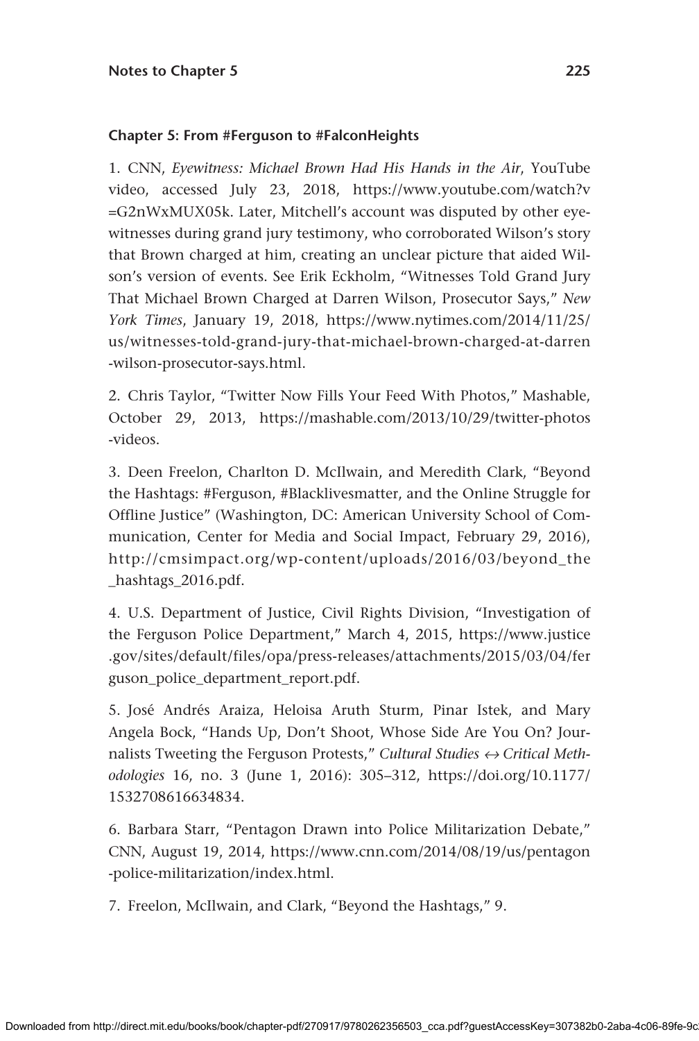### Chapter 5: From #Ferguson to #FalconHeights

1. CNN, *Eyewitness: Michael Brown Had His Hands in the Air*, YouTube video, accessed July 23, 2018, https://www.youtube.com/watch?v=G2nWxMUX05k. Later, Mitchell's account was disputed by other eyewitnesses during grand jury testimony, who corroborated Wilson's story that Brown charged at him, creating an unclear picture that aided Wilson's version of events. See Erik Eckholm, "Witnesses Told Grand Jury That Michael Brown Charged at Darren Wilson, Prosecutor Says," *New York Times*, January 19, 2018, https://www.nytimes.com/2014/11/25/us/witnesses-told-grand-jury-that-michael-brown-charged-at-darren-wilson-prosecutor-says.html.

2. Chris Taylor, "Twitter Now Fills Your Feed With Photos," Mashable, October 29, 2013, https://mashable.com/2013/10/29/twitter-photos-videos.

3. Deen Freelon, Charlton D. McIlwain, and Meredith Clark, "Beyond the Hashtags: #Ferguson, #Blacklivesmatter, and the Online Struggle for Offline Justice" (Washington, DC: American University School of Communication, Center for Media and Social Impact, February 29, 2016), http://cmsimpact.org/wp-content/uploads/2016/03/beyond_the_hashtags_2016.pdf.

4. U.S. Department of Justice, Civil Rights Division, "Investigation of the Ferguson Police Department," March 4, 2015, https://www.justice.gov/sites/default/files/opa/press-releases/attachments/2015/03/04/ferguson_police_department_report.pdf.

5. José Andrés Araiza, Heloisa Aruth Sturm, Pinar Istek, and Mary Angela Bock, "Hands Up, Don't Shoot, Whose Side Are You On? Journalists Tweeting the Ferguson Protests," *Cultural Studies ↔ Critical Methodologies* 16, no. 3 (June 1, 2016): 305–312, https://doi.org/10.1177/1532708616634834.

6. Barbara Starr, "Pentagon Drawn into Police Militarization Debate," CNN, August 19, 2014, https://www.cnn.com/2014/08/19/us/pentagon-police-militarization/index.html.

7. Freelon, McIlwain, and Clark, "Beyond the Hashtags," 9.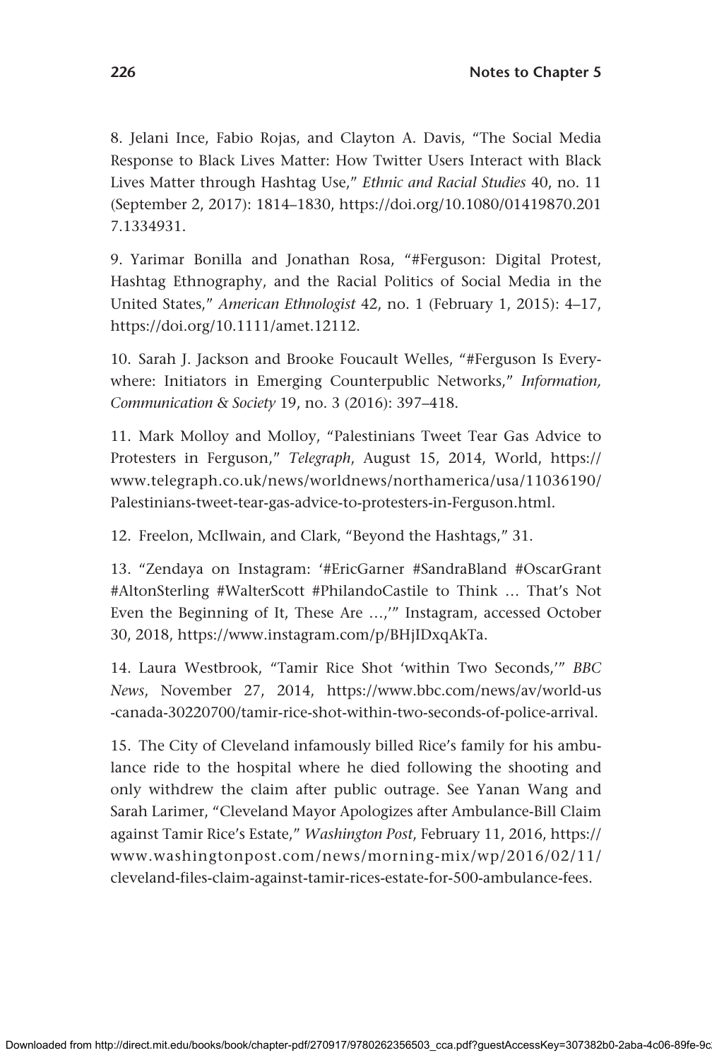8. Jelani Ince, Fabio Rojas, and Clayton A. Davis, "The Social Media Response to Black Lives Matter: How Twitter Users Interact with Black Lives Matter through Hashtag Use," *Ethnic and Racial Studies* 40, no. 11 (September 2, 2017): 1814–1830, https://doi.org/10.1080/01419870.2017.1334931.

9. Yarimar Bonilla and Jonathan Rosa, "#Ferguson: Digital Protest, Hashtag Ethnography, and the Racial Politics of Social Media in the United States," *American Ethnologist* 42, no. 1 (February 1, 2015): 4–17, https://doi.org/10.1111/amet.12112.

10. Sarah J. Jackson and Brooke Foucault Welles, "#Ferguson Is Everywhere: Initiators in Emerging Counterpublic Networks," *Information, Communication & Society* 19, no. 3 (2016): 397–418.

11. Mark Molloy and Molloy, "Palestinians Tweet Tear Gas Advice to Protesters in Ferguson," *Telegraph*, August 15, 2014, World, https://www.telegraph.co.uk/news/worldnews/northamerica/usa/11036190/Palestinians-tweet-tear-gas-advice-to-protesters-in-Ferguson.html.

12. Freelon, McIlwain, and Clark, "Beyond the Hashtags," 31.

13. "Zendaya on Instagram: '#EricGarner #SandraBland #OscarGrant #AltonSterling #WalterScott #PhilandoCastile to Think … That's Not Even the Beginning of It, These Are …,'" Instagram, accessed October 30, 2018, https://www.instagram.com/p/BHjIDxqAkTa.

14. Laura Westbrook, "Tamir Rice Shot 'within Two Seconds,'" *BBC News*, November 27, 2014, https://www.bbc.com/news/av/world-us-canada-30220700/tamir-rice-shot-within-two-seconds-of-police-arrival.

15. The City of Cleveland infamously billed Rice's family for his ambulance ride to the hospital where he died following the shooting and only withdrew the claim after public outrage. See Yanan Wang and Sarah Larimer, "Cleveland Mayor Apologizes after Ambulance-Bill Claim against Tamir Rice's Estate," *Washington Post*, February 11, 2016, https://www.washingtonpost.com/news/morning-mix/wp/2016/02/11/cleveland-files-claim-against-tamir-rices-estate-for-500-ambulance-fees.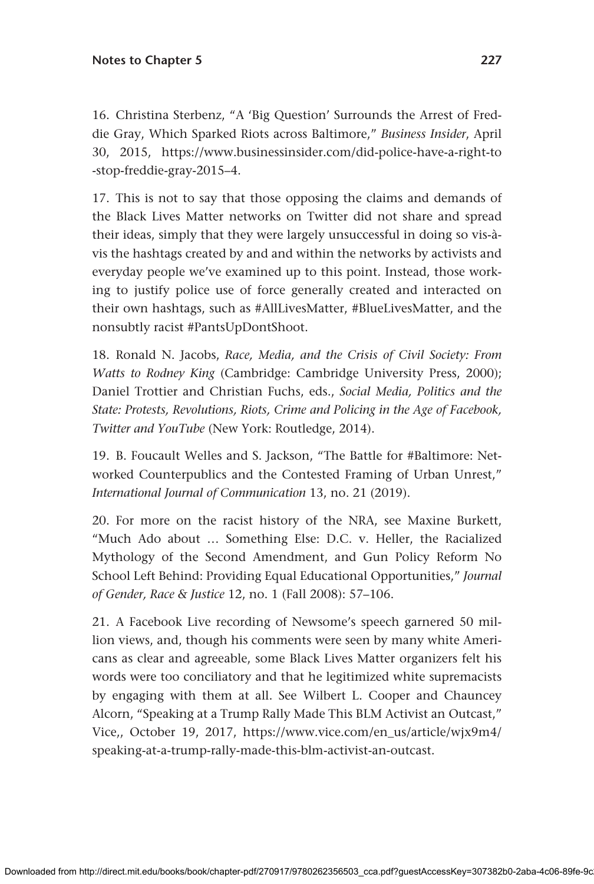16. Christina Sterbenz, "A 'Big Question' Surrounds the Arrest of Freddie Gray, Which Sparked Riots across Baltimore," *Business Insider*, April 30, 2015, https://www.businessinsider.com/did-police-have-a-right-to-stop-freddie-gray-2015–4.

17. This is not to say that those opposing the claims and demands of the Black Lives Matter networks on Twitter did not share and spread their ideas, simply that they were largely unsuccessful in doing so vis-à-vis the hashtags created by and and within the networks by activists and everyday people we've examined up to this point. Instead, those working to justify police use of force generally created and interacted on their own hashtags, such as #AllLivesMatter, #BlueLivesMatter, and the nonsubtly racist #PantsUpDontShoot.

18. Ronald N. Jacobs, *Race, Media, and the Crisis of Civil Society: From Watts to Rodney King* (Cambridge: Cambridge University Press, 2000); Daniel Trottier and Christian Fuchs, eds., *Social Media, Politics and the State: Protests, Revolutions, Riots, Crime and Policing in the Age of Facebook, Twitter and YouTube* (New York: Routledge, 2014).

19. B. Foucault Welles and S. Jackson, "The Battle for #Baltimore: Networked Counterpublics and the Contested Framing of Urban Unrest," *International Journal of Communication* 13, no. 21 (2019).

20. For more on the racist history of the NRA, see Maxine Burkett, "Much Ado about … Something Else: D.C. v. Heller, the Racialized Mythology of the Second Amendment, and Gun Policy Reform No School Left Behind: Providing Equal Educational Opportunities," *Journal of Gender, Race & Justice* 12, no. 1 (Fall 2008): 57–106.

21. A Facebook Live recording of Newsome's speech garnered 50 million views, and, though his comments were seen by many white Americans as clear and agreeable, some Black Lives Matter organizers felt his words were too conciliatory and that he legitimized white supremacists by engaging with them at all. See Wilbert L. Cooper and Chauncey Alcorn, "Speaking at a Trump Rally Made This BLM Activist an Outcast," Vice,, October 19, 2017, https://www.vice.com/en_us/article/wjx9m4/speaking-at-a-trump-rally-made-this-blm-activist-an-outcast.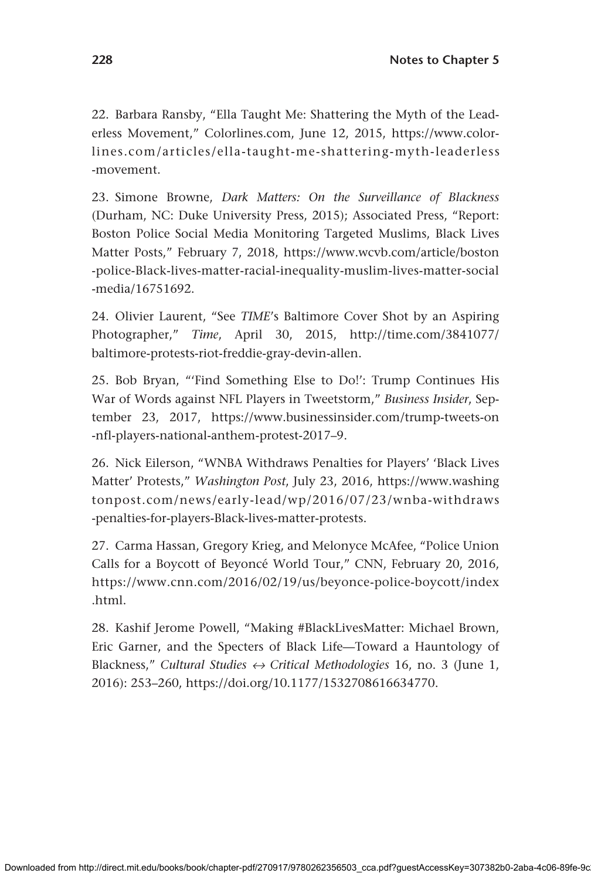22. Barbara Ransby, "Ella Taught Me: Shattering the Myth of the Leaderless Movement," Colorlines.com, June 12, 2015, https://www.colorlines.com/articles/ella-taught-me-shattering-myth-leaderless-movement.

23. Simone Browne, *Dark Matters: On the Surveillance of Blackness* (Durham, NC: Duke University Press, 2015); Associated Press, "Report: Boston Police Social Media Monitoring Targeted Muslims, Black Lives Matter Posts," February 7, 2018, https://www.wcvb.com/article/boston-police-Black-lives-matter-racial-inequality-muslim-lives-matter-social-media/16751692.

24. Olivier Laurent, "See *TIME*'s Baltimore Cover Shot by an Aspiring Photographer," *Time*, April 30, 2015, http://time.com/3841077/baltimore-protests-riot-freddie-gray-devin-allen.

25. Bob Bryan, "'Find Something Else to Do!': Trump Continues His War of Words against NFL Players in Tweetstorm," *Business Insider*, September 23, 2017, https://www.businessinsider.com/trump-tweets-on-nfl-players-national-anthem-protest-2017–9.

26. Nick Eilerson, "WNBA Withdraws Penalties for Players' 'Black Lives Matter' Protests," *Washington Post*, July 23, 2016, https://www.washingtonpost.com/news/early-lead/wp/2016/07/23/wnba-withdraws-penalties-for-players-Black-lives-matter-protests.

27. Carma Hassan, Gregory Krieg, and Melonyce McAfee, "Police Union Calls for a Boycott of Beyoncé World Tour," CNN, February 20, 2016, https://www.cnn.com/2016/02/19/us/beyonce-police-boycott/index.html.

28. Kashif Jerome Powell, "Making #BlackLivesMatter: Michael Brown, Eric Garner, and the Specters of Black Life—Toward a Hauntology of Blackness," *Cultural Studies ↔ Critical Methodologies* 16, no. 3 (June 1, 2016): 253–260, https://doi.org/10.1177/1532708616634770.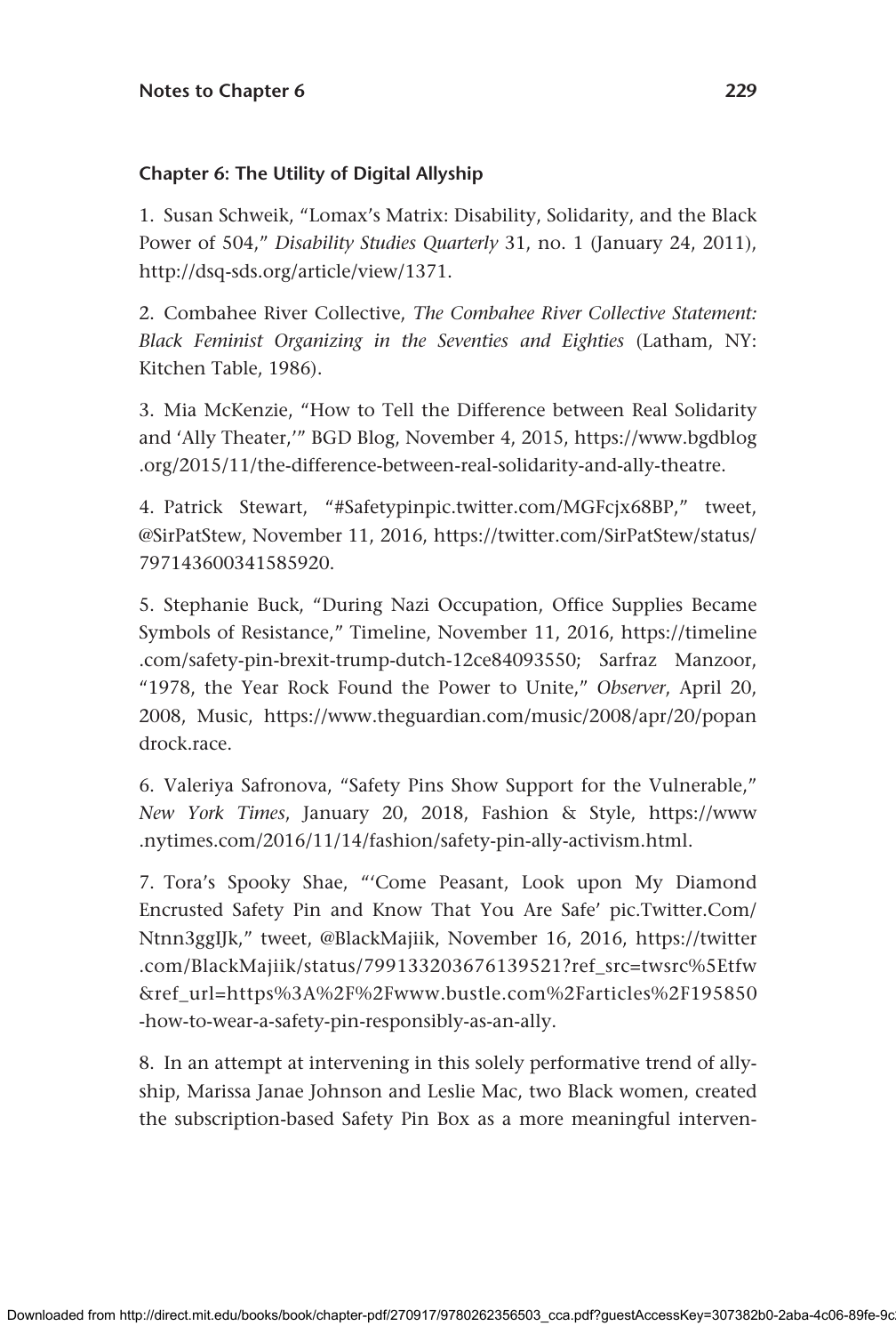## Chapter 6: The Utility of Digital Allyship

1. Susan Schweik, "Lomax's Matrix: Disability, Solidarity, and the Black Power of 504," *Disability Studies Quarterly* 31, no. 1 (January 24, 2011), http://dsq-sds.org/article/view/1371.

2. Combahee River Collective, *The Combahee River Collective Statement: Black Feminist Organizing in the Seventies and Eighties* (Latham, NY: Kitchen Table, 1986).

3. Mia McKenzie, "How to Tell the Difference between Real Solidarity and 'Ally Theater,'" BGD Blog, November 4, 2015, https://www.bgdblog.org/2015/11/the-difference-between-real-solidarity-and-ally-theatre.

4. Patrick Stewart, "#Safetypinpic.twitter.com/MGFcjx68BP," tweet, @SirPatStew, November 11, 2016, https://twitter.com/SirPatStew/status/797143600341585920.

5. Stephanie Buck, "During Nazi Occupation, Office Supplies Became Symbols of Resistance," Timeline, November 11, 2016, https://timeline.com/safety-pin-brexit-trump-dutch-12ce84093550; Sarfraz Manzoor, "1978, the Year Rock Found the Power to Unite," *Observer*, April 20, 2008, Music, https://www.theguardian.com/music/2008/apr/20/popandrock.race.

6. Valeriya Safronova, "Safety Pins Show Support for the Vulnerable," *New York Times*, January 20, 2018, Fashion & Style, https://www.nytimes.com/2016/11/14/fashion/safety-pin-ally-activism.html.

7. Tora's Spooky Shae, "'Come Peasant, Look upon My Diamond Encrusted Safety Pin and Know That You Are Safe' pic.Twitter.Com/Ntnn3ggIJk," tweet, @BlackMajiik, November 16, 2016, https://twitter.com/BlackMajiik/status/799133203676139521?ref_src=twsrc%5Etfw&ref_url=https%3A%2F%2Fwww.bustle.com%2Farticles%2F195850-how-to-wear-a-safety-pin-responsibly-as-an-ally.

8. In an attempt at intervening in this solely performative trend of allyship, Marissa Janae Johnson and Leslie Mac, two Black women, created the subscription-based Safety Pin Box as a more meaningful interven-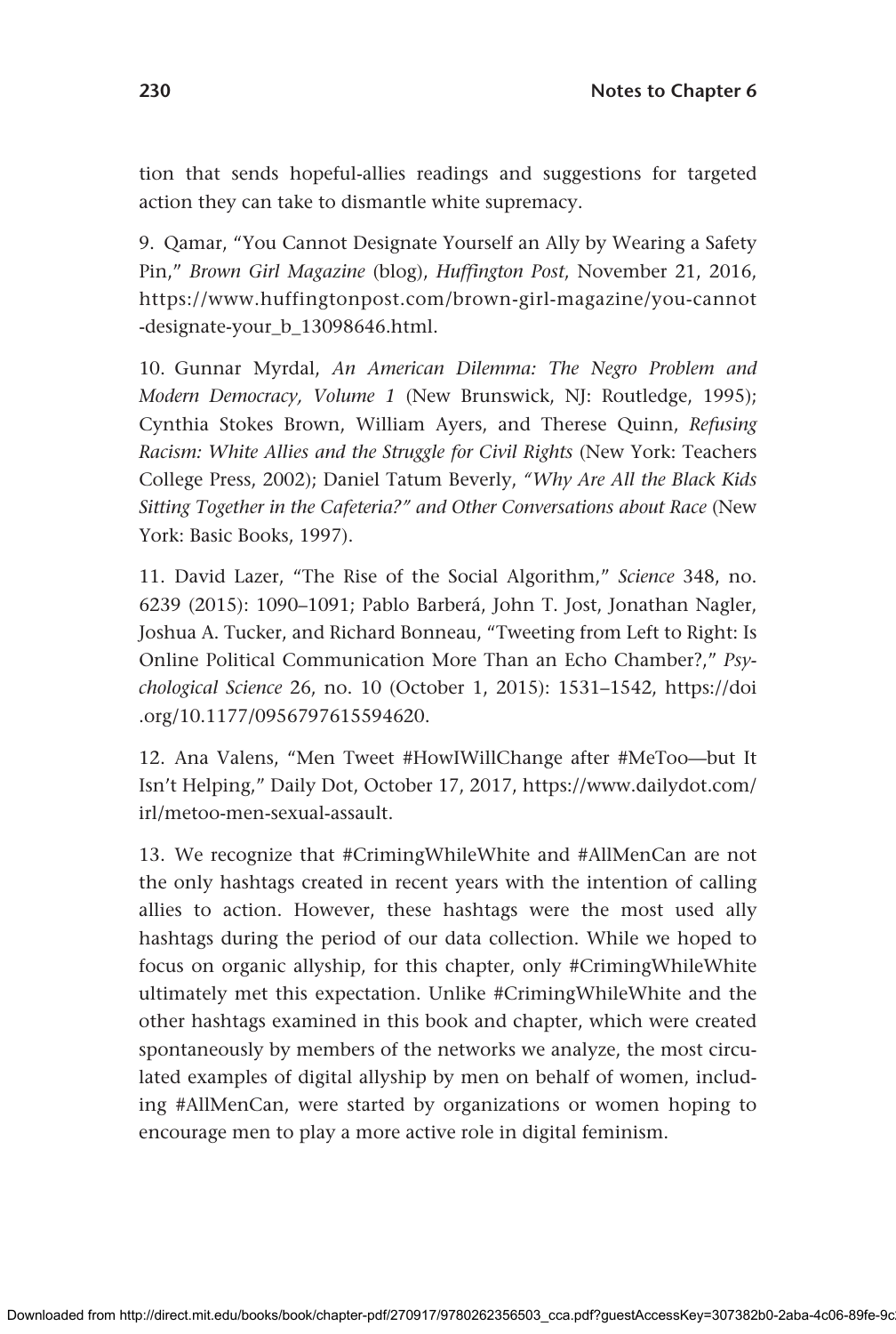tion that sends hopeful-allies readings and suggestions for targeted action they can take to dismantle white supremacy.

9. Qamar, "You Cannot Designate Yourself an Ally by Wearing a Safety Pin," *Brown Girl Magazine* (blog), *Huffington Post*, November 21, 2016, https://www.huffingtonpost.com/brown-girl-magazine/you-cannot-designate-your_b_13098646.html.

10. Gunnar Myrdal, *An American Dilemma: The Negro Problem and Modern Democracy, Volume 1* (New Brunswick, NJ: Routledge, 1995); Cynthia Stokes Brown, William Ayers, and Therese Quinn, *Refusing Racism: White Allies and the Struggle for Civil Rights* (New York: Teachers College Press, 2002); Daniel Tatum Beverly, *"Why Are All the Black Kids Sitting Together in the Cafeteria?" and Other Conversations about Race* (New York: Basic Books, 1997).

11. David Lazer, "The Rise of the Social Algorithm," *Science* 348, no. 6239 (2015): 1090–1091; Pablo Barberá, John T. Jost, Jonathan Nagler, Joshua A. Tucker, and Richard Bonneau, "Tweeting from Left to Right: Is Online Political Communication More Than an Echo Chamber?," *Psychological Science* 26, no. 10 (October 1, 2015): 1531–1542, https://doi.org/10.1177/0956797615594620.

12. Ana Valens, "Men Tweet #HowIWillChange after #MeToo—but It Isn't Helping," Daily Dot, October 17, 2017, https://www.dailydot.com/irl/metoo-men-sexual-assault.

13. We recognize that #CrimingWhileWhite and #AllMenCan are not the only hashtags created in recent years with the intention of calling allies to action. However, these hashtags were the most used ally hashtags during the period of our data collection. While we hoped to focus on organic allyship, for this chapter, only #CrimingWhileWhite ultimately met this expectation. Unlike #CrimingWhileWhite and the other hashtags examined in this book and chapter, which were created spontaneously by members of the networks we analyze, the most circulated examples of digital allyship by men on behalf of women, including #AllMenCan, were started by organizations or women hoping to encourage men to play a more active role in digital feminism.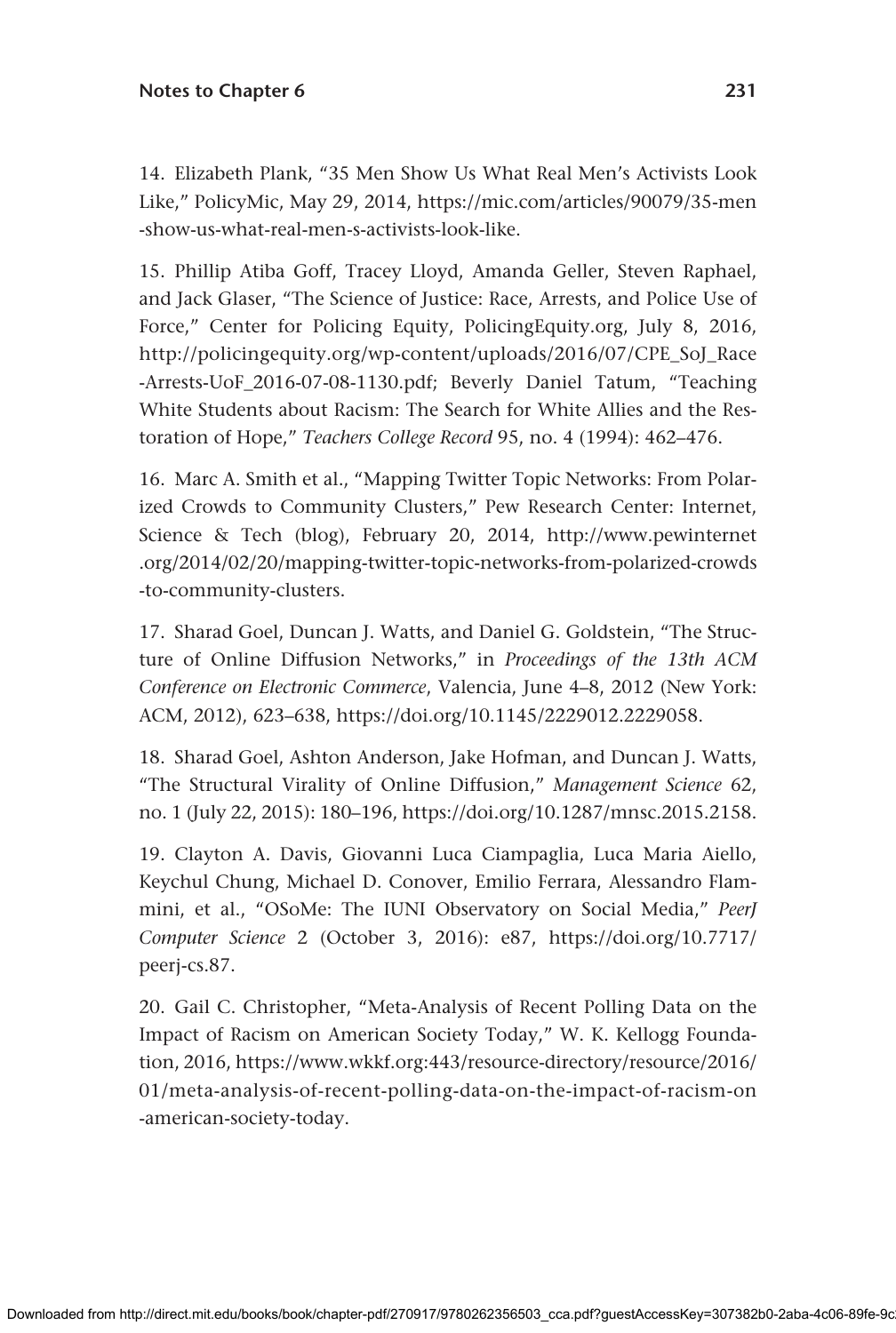14. Elizabeth Plank, "35 Men Show Us What Real Men's Activists Look Like," PolicyMic, May 29, 2014, https://mic.com/articles/90079/35-men-show-us-what-real-men-s-activists-look-like.

15. Phillip Atiba Goff, Tracey Lloyd, Amanda Geller, Steven Raphael, and Jack Glaser, "The Science of Justice: Race, Arrests, and Police Use of Force," Center for Policing Equity, PolicingEquity.org, July 8, 2016, http://policingequity.org/wp-content/uploads/2016/07/CPE_SoJ_Race-Arrests-UoF_2016-07-08-1130.pdf; Beverly Daniel Tatum, "Teaching White Students about Racism: The Search for White Allies and the Restoration of Hope," *Teachers College Record* 95, no. 4 (1994): 462–476.

16. Marc A. Smith et al., "Mapping Twitter Topic Networks: From Polarized Crowds to Community Clusters," Pew Research Center: Internet, Science & Tech (blog), February 20, 2014, http://www.pewinternet.org/2014/02/20/mapping-twitter-topic-networks-from-polarized-crowds-to-community-clusters.

17. Sharad Goel, Duncan J. Watts, and Daniel G. Goldstein, "The Structure of Online Diffusion Networks," in *Proceedings of the 13th ACM Conference on Electronic Commerce*, Valencia, June 4–8, 2012 (New York: ACM, 2012), 623–638, https://doi.org/10.1145/2229012.2229058.

18. Sharad Goel, Ashton Anderson, Jake Hofman, and Duncan J. Watts, "The Structural Virality of Online Diffusion," *Management Science* 62, no. 1 (July 22, 2015): 180–196, https://doi.org/10.1287/mnsc.2015.2158.

19. Clayton A. Davis, Giovanni Luca Ciampaglia, Luca Maria Aiello, Keychul Chung, Michael D. Conover, Emilio Ferrara, Alessandro Flammini, et al., "OSoMe: The IUNI Observatory on Social Media," *PeerJ Computer Science* 2 (October 3, 2016): e87, https://doi.org/10.7717/peerj-cs.87.

20. Gail C. Christopher, "Meta-Analysis of Recent Polling Data on the Impact of Racism on American Society Today," W. K. Kellogg Foundation, 2016, https://www.wkkf.org:443/resource-directory/resource/2016/01/meta-analysis-of-recent-polling-data-on-the-impact-of-racism-on-american-society-today.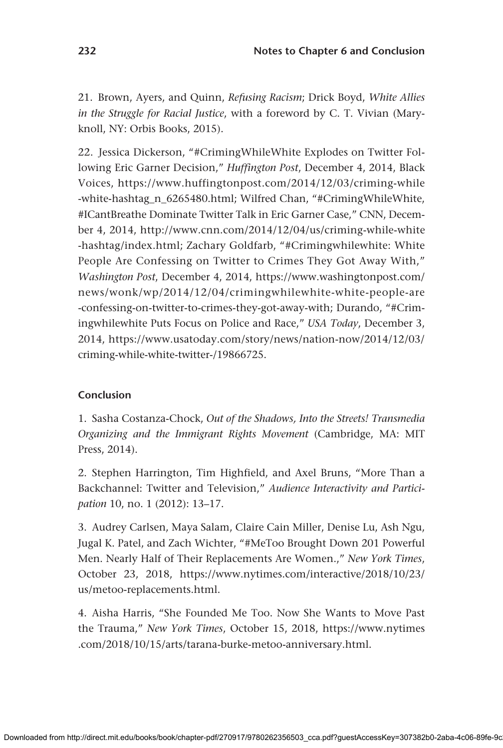21. Brown, Ayers, and Quinn, *Refusing Racism*; Drick Boyd, *White Allies in the Struggle for Racial Justice*, with a foreword by C. T. Vivian (Maryknoll, NY: Orbis Books, 2015).

22. Jessica Dickerson, "#CrimingWhileWhite Explodes on Twitter Following Eric Garner Decision," *Huffington Post*, December 4, 2014, Black Voices, https://www.huffingtonpost.com/2014/12/03/criming-while-white-hashtag_n_6265480.html; Wilfred Chan, "#CrimingWhileWhite, #ICantBreathe Dominate Twitter Talk in Eric Garner Case," CNN, December 4, 2014, http://www.cnn.com/2014/12/04/us/criming-while-white-hashtag/index.html; Zachary Goldfarb, "#Crimingwhilewhite: White People Are Confessing on Twitter to Crimes They Got Away With," *Washington Post*, December 4, 2014, https://www.washingtonpost.com/news/wonk/wp/2014/12/04/crimingwhilewhite-white-people-are-confessing-on-twitter-to-crimes-they-got-away-with; Durando, "#Crimingwhilewhite Puts Focus on Police and Race," *USA Today*, December 3, 2014, https://www.usatoday.com/story/news/nation-now/2014/12/03/criming-while-white-twitter-/19866725.

### Conclusion

1. Sasha Costanza-Chock, *Out of the Shadows, Into the Streets! Transmedia Organizing and the Immigrant Rights Movement* (Cambridge, MA: MIT Press, 2014).

2. Stephen Harrington, Tim Highfield, and Axel Bruns, "More Than a Backchannel: Twitter and Television," *Audience Interactivity and Participation* 10, no. 1 (2012): 13–17.

3. Audrey Carlsen, Maya Salam, Claire Cain Miller, Denise Lu, Ash Ngu, Jugal K. Patel, and Zach Wichter, "#MeToo Brought Down 201 Powerful Men. Nearly Half of Their Replacements Are Women.," *New York Times*, October 23, 2018, https://www.nytimes.com/interactive/2018/10/23/us/metoo-replacements.html.

4. Aisha Harris, "She Founded Me Too. Now She Wants to Move Past the Trauma," *New York Times*, October 15, 2018, https://www.nytimes.com/2018/10/15/arts/tarana-burke-metoo-anniversary.html.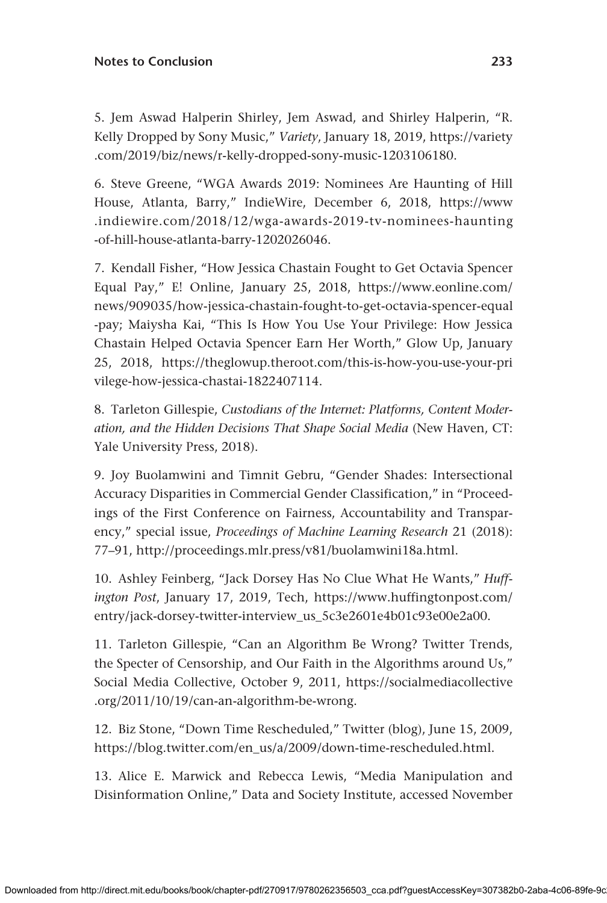5. Jem Aswad Halperin Shirley, Jem Aswad, and Shirley Halperin, "R. Kelly Dropped by Sony Music," *Variety*, January 18, 2019, https://variety.com/2019/biz/news/r-kelly-dropped-sony-music-1203106180.

6. Steve Greene, "WGA Awards 2019: Nominees Are Haunting of Hill House, Atlanta, Barry," IndieWire, December 6, 2018, https://www.indiewire.com/2018/12/wga-awards-2019-tv-nominees-haunting-of-hill-house-atlanta-barry-1202026046.

7. Kendall Fisher, "How Jessica Chastain Fought to Get Octavia Spencer Equal Pay," E! Online, January 25, 2018, https://www.eonline.com/news/909035/how-jessica-chastain-fought-to-get-octavia-spencer-equal-pay; Maiysha Kai, "This Is How You Use Your Privilege: How Jessica Chastain Helped Octavia Spencer Earn Her Worth," Glow Up, January 25, 2018, https://theglowup.theroot.com/this-is-how-you-use-your-privilege-how-jessica-chastai-1822407114.

8. Tarleton Gillespie, *Custodians of the Internet: Platforms, Content Moderation, and the Hidden Decisions That Shape Social Media* (New Haven, CT: Yale University Press, 2018).

9. Joy Buolamwini and Timnit Gebru, "Gender Shades: Intersectional Accuracy Disparities in Commercial Gender Classification," in "Proceedings of the First Conference on Fairness, Accountability and Transparency," special issue, *Proceedings of Machine Learning Research* 21 (2018): 77–91, http://proceedings.mlr.press/v81/buolamwini18a.html.

10. Ashley Feinberg, "Jack Dorsey Has No Clue What He Wants," *Huffington Post*, January 17, 2019, Tech, https://www.huffingtonpost.com/entry/jack-dorsey-twitter-interview_us_5c3e2601e4b01c93e00e2a00.

11. Tarleton Gillespie, "Can an Algorithm Be Wrong? Twitter Trends, the Specter of Censorship, and Our Faith in the Algorithms around Us," Social Media Collective, October 9, 2011, https://socialmediacollective.org/2011/10/19/can-an-algorithm-be-wrong.

12. Biz Stone, "Down Time Rescheduled," Twitter (blog), June 15, 2009, https://blog.twitter.com/en_us/a/2009/down-time-rescheduled.html.

13. Alice E. Marwick and Rebecca Lewis, "Media Manipulation and Disinformation Online," Data and Society Institute, accessed November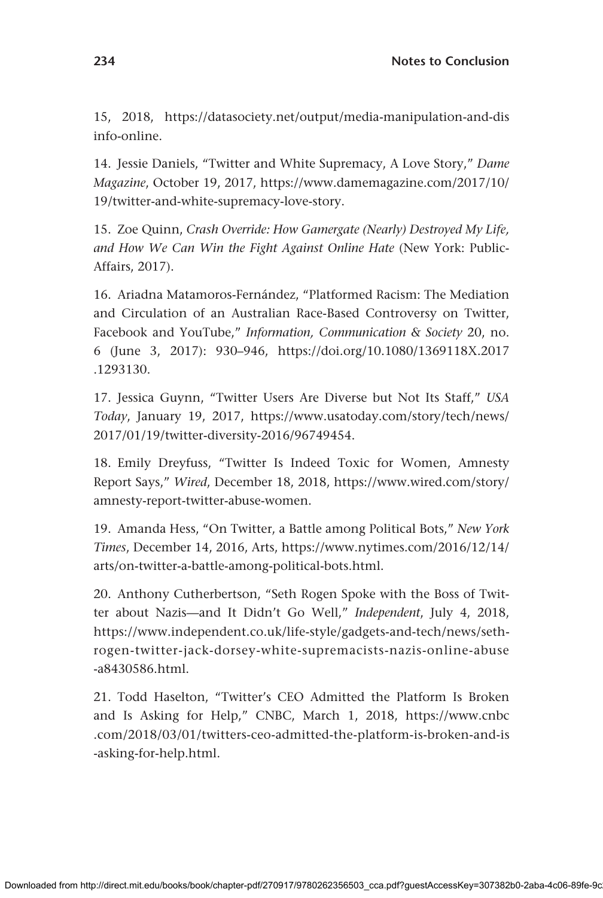15, 2018, https://datasociety.net/output/media-manipulation-and-disinfo-online.

14. Jessie Daniels, "Twitter and White Supremacy, A Love Story," *Dame Magazine*, October 19, 2017, https://www.damemagazine.com/2017/10/19/twitter-and-white-supremacy-love-story.

15. Zoe Quinn, *Crash Override: How Gamergate (Nearly) Destroyed My Life, and How We Can Win the Fight Against Online Hate* (New York: PublicAffairs, 2017).

16. Ariadna Matamoros-Fernández, "Platformed Racism: The Mediation and Circulation of an Australian Race-Based Controversy on Twitter, Facebook and YouTube," *Information, Communication & Society* 20, no. 6 (June 3, 2017): 930–946, https://doi.org/10.1080/1369118X.2017.1293130.

17. Jessica Guynn, "Twitter Users Are Diverse but Not Its Staff," *USA Today*, January 19, 2017, https://www.usatoday.com/story/tech/news/2017/01/19/twitter-diversity-2016/96749454.

18. Emily Dreyfuss, "Twitter Is Indeed Toxic for Women, Amnesty Report Says," *Wired*, December 18, 2018, https://www.wired.com/story/amnesty-report-twitter-abuse-women.

19. Amanda Hess, "On Twitter, a Battle among Political Bots," *New York Times*, December 14, 2016, Arts, https://www.nytimes.com/2016/12/14/arts/on-twitter-a-battle-among-political-bots.html.

20. Anthony Cutherbertson, "Seth Rogen Spoke with the Boss of Twitter about Nazis—and It Didn't Go Well," *Independent*, July 4, 2018, https://www.independent.co.uk/life-style/gadgets-and-tech/news/seth-rogen-twitter-jack-dorsey-white-supremacists-nazis-online-abuse-a8430586.html.

21. Todd Haselton, "Twitter's CEO Admitted the Platform Is Broken and Is Asking for Help," CNBC, March 1, 2018, https://www.cnbc.com/2018/03/01/twitters-ceo-admitted-the-platform-is-broken-and-is-asking-for-help.html.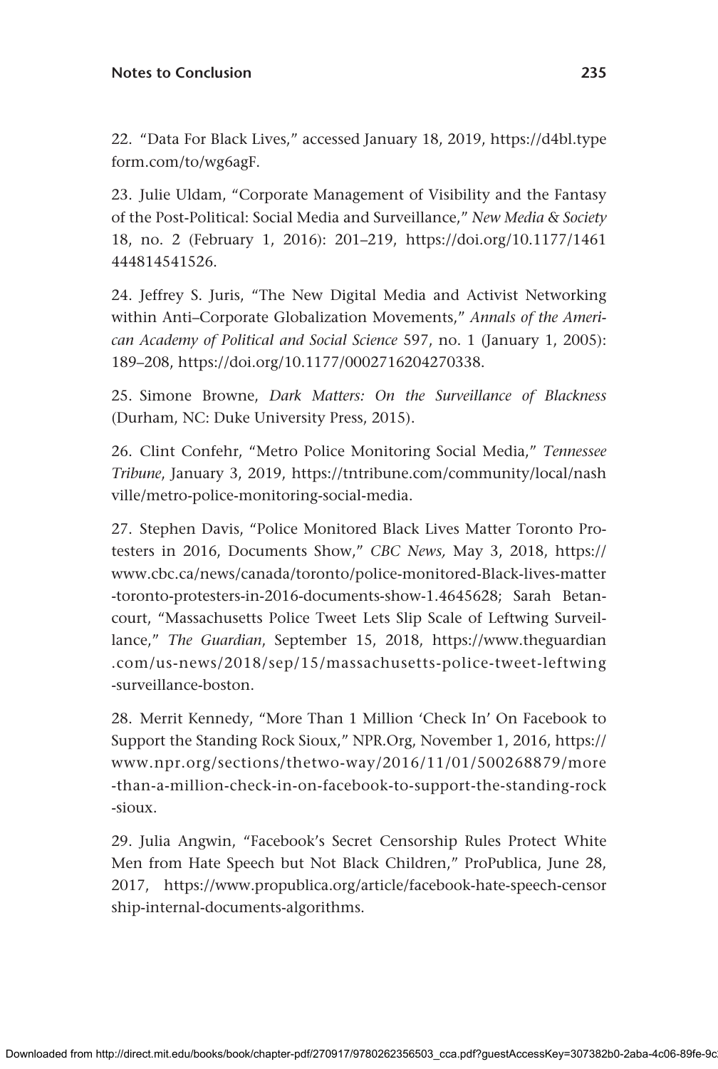22. "Data For Black Lives," accessed January 18, 2019, https://d4bl.typeform.com/to/wg6agF.

23. Julie Uldam, "Corporate Management of Visibility and the Fantasy of the Post-Political: Social Media and Surveillance," *New Media & Society* 18, no. 2 (February 1, 2016): 201–219, https://doi.org/10.1177/1461444814541526.

24. Jeffrey S. Juris, "The New Digital Media and Activist Networking within Anti–Corporate Globalization Movements," *Annals of the American Academy of Political and Social Science* 597, no. 1 (January 1, 2005): 189–208, https://doi.org/10.1177/0002716204270338.

25. Simone Browne, *Dark Matters: On the Surveillance of Blackness* (Durham, NC: Duke University Press, 2015).

26. Clint Confehr, "Metro Police Monitoring Social Media," *Tennessee Tribune*, January 3, 2019, https://tntribune.com/community/local/nashville/metro-police-monitoring-social-media.

27. Stephen Davis, "Police Monitored Black Lives Matter Toronto Protesters in 2016, Documents Show," *CBC News,* May 3, 2018, https://www.cbc.ca/news/canada/toronto/police-monitored-Black-lives-matter-toronto-protesters-in-2016-documents-show-1.4645628; Sarah Betancourt, "Massachusetts Police Tweet Lets Slip Scale of Leftwing Surveillance," *The Guardian*, September 15, 2018, https://www.theguardian.com/us-news/2018/sep/15/massachusetts-police-tweet-leftwing-surveillance-boston.

28. Merrit Kennedy, "More Than 1 Million 'Check In' On Facebook to Support the Standing Rock Sioux," NPR.Org, November 1, 2016, https://www.npr.org/sections/thetwo-way/2016/11/01/500268879/more-than-a-million-check-in-on-facebook-to-support-the-standing-rock-sioux.

29. Julia Angwin, "Facebook's Secret Censorship Rules Protect White Men from Hate Speech but Not Black Children," ProPublica, June 28, 2017, https://www.propublica.org/article/facebook-hate-speech-censorship-internal-documents-algorithms.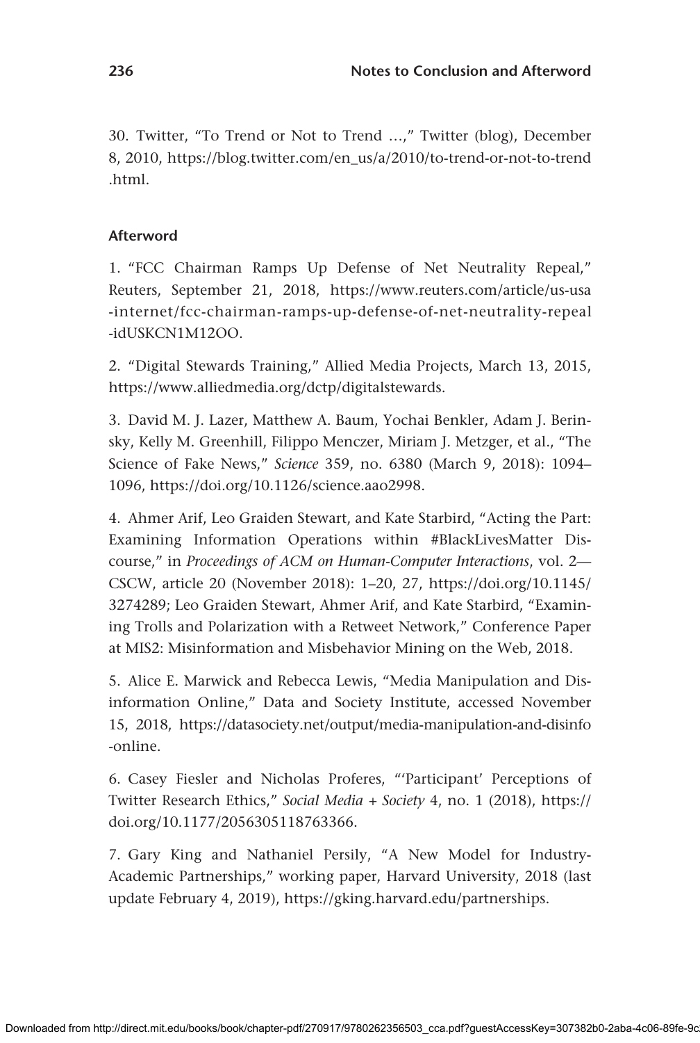30. Twitter, "To Trend or Not to Trend …," Twitter (blog), December 8, 2010, https://blog.twitter.com/en_us/a/2010/to-trend-or-not-to-trend.html.

### Afterword

1. "FCC Chairman Ramps Up Defense of Net Neutrality Repeal," Reuters, September 21, 2018, https://www.reuters.com/article/us-usa-internet/fcc-chairman-ramps-up-defense-of-net-neutrality-repeal-idUSKCN1M12OO.

2. "Digital Stewards Training," Allied Media Projects, March 13, 2015, https://www.alliedmedia.org/dctp/digitalstewards.

3. David M. J. Lazer, Matthew A. Baum, Yochai Benkler, Adam J. Berinsky, Kelly M. Greenhill, Filippo Menczer, Miriam J. Metzger, et al., "The Science of Fake News," *Science* 359, no. 6380 (March 9, 2018): 1094–1096, https://doi.org/10.1126/science.aao2998.

4. Ahmer Arif, Leo Graiden Stewart, and Kate Starbird, "Acting the Part: Examining Information Operations within #BlackLivesMatter Discourse," in *Proceedings of ACM on Human-Computer Interactions*, vol. 2—CSCW, article 20 (November 2018): 1–20, 27, https://doi.org/10.1145/3274289; Leo Graiden Stewart, Ahmer Arif, and Kate Starbird, "Examining Trolls and Polarization with a Retweet Network," Conference Paper at MIS2: Misinformation and Misbehavior Mining on the Web, 2018.

5. Alice E. Marwick and Rebecca Lewis, "Media Manipulation and Disinformation Online," Data and Society Institute, accessed November 15, 2018, https://datasociety.net/output/media-manipulation-and-disinfo-online.

6. Casey Fiesler and Nicholas Proferes, "'Participant' Perceptions of Twitter Research Ethics," *Social Media + Society* 4, no. 1 (2018), https://doi.org/10.1177/2056305118763366.

7. Gary King and Nathaniel Persily, "A New Model for Industry-Academic Partnerships," working paper, Harvard University, 2018 (last update February 4, 2019), https://gking.harvard.edu/partnerships.